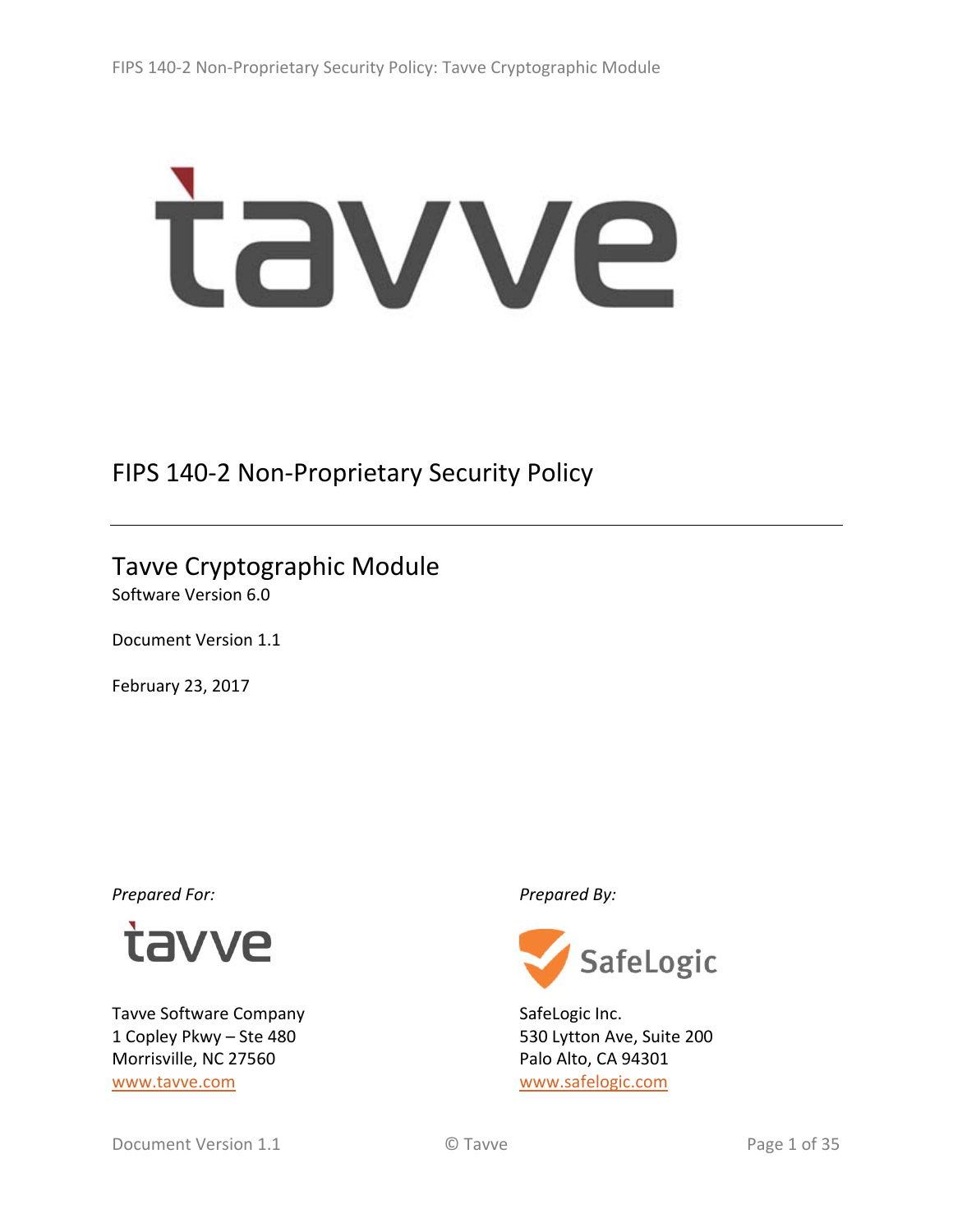# FIPS 140-2 Non-Proprietary Security Policy

## Tavve Cryptographic Module

Software Version 6.0

Document Version 1.1

February 23, 2017

*Prepared For:*

Tavve Software Company
1 Copley Pkwy – Ste 480
Morrisville, NC 27560
www.tavve.com

*Prepared By:*

SafeLogic Inc.
530 Lytton Ave, Suite 200
Palo Alto, CA 94301
www.safelogic.com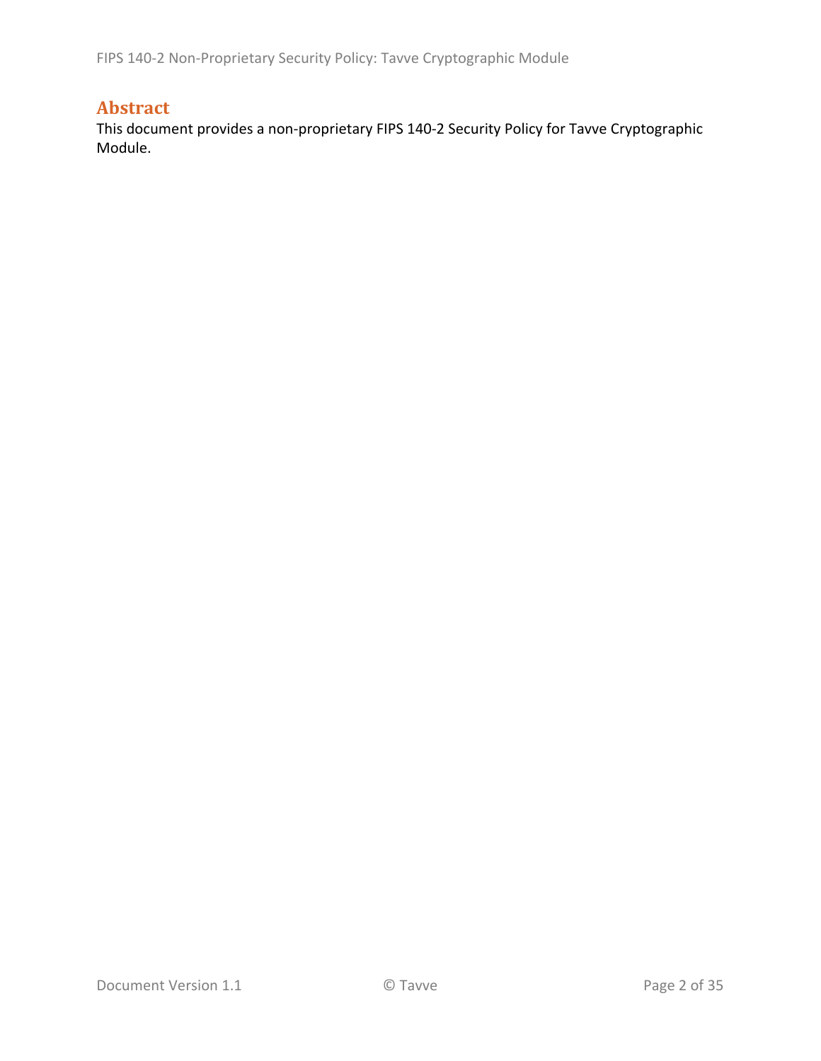# Abstract

This document provides a non-proprietary FIPS 140-2 Security Policy for Tavve Cryptographic Module.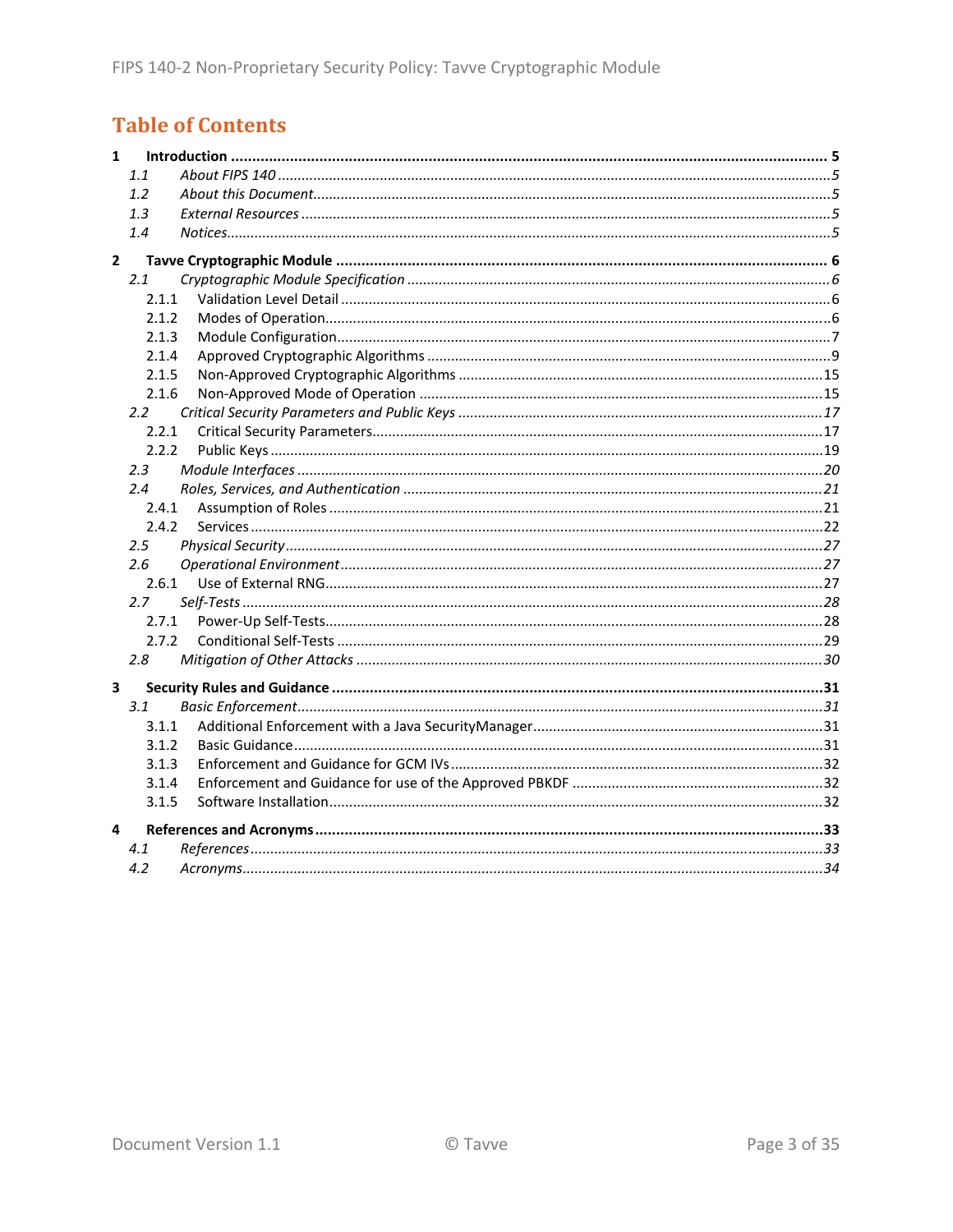# Table of Contents

**1 Introduction .......... 5**

*1.1 About FIPS 140 .......... 5*

*1.2 About this Document .......... 5*

*1.3 External Resources .......... 5*

*1.4 Notices .......... 5*

**2 Tavve Cryptographic Module .......... 6**

*2.1 Cryptographic Module Specification .......... 6*

2.1.1 Validation Level Detail .......... 6

2.1.2 Modes of Operation .......... 6

2.1.3 Module Configuration .......... 7

2.1.4 Approved Cryptographic Algorithms .......... 9

2.1.5 Non-Approved Cryptographic Algorithms .......... 15

2.1.6 Non-Approved Mode of Operation .......... 15

*2.2 Critical Security Parameters and Public Keys .......... 17*

2.2.1 Critical Security Parameters .......... 17

2.2.2 Public Keys .......... 19

*2.3 Module Interfaces .......... 20*

*2.4 Roles, Services, and Authentication .......... 21*

2.4.1 Assumption of Roles .......... 21

2.4.2 Services .......... 22

*2.5 Physical Security .......... 27*

*2.6 Operational Environment .......... 27*

2.6.1 Use of External RNG .......... 27

*2.7 Self-Tests .......... 28*

2.7.1 Power-Up Self-Tests .......... 28

2.7.2 Conditional Self-Tests .......... 29

*2.8 Mitigation of Other Attacks .......... 30*

**3 Security Rules and Guidance .......... 31**

*3.1 Basic Enforcement .......... 31*

3.1.1 Additional Enforcement with a Java SecurityManager .......... 31

3.1.2 Basic Guidance .......... 31

3.1.3 Enforcement and Guidance for GCM IVs .......... 32

3.1.4 Enforcement and Guidance for use of the Approved PBKDF .......... 32

3.1.5 Software Installation .......... 32

**4 References and Acronyms .......... 33**

*4.1 References .......... 33*

*4.2 Acronyms .......... 34*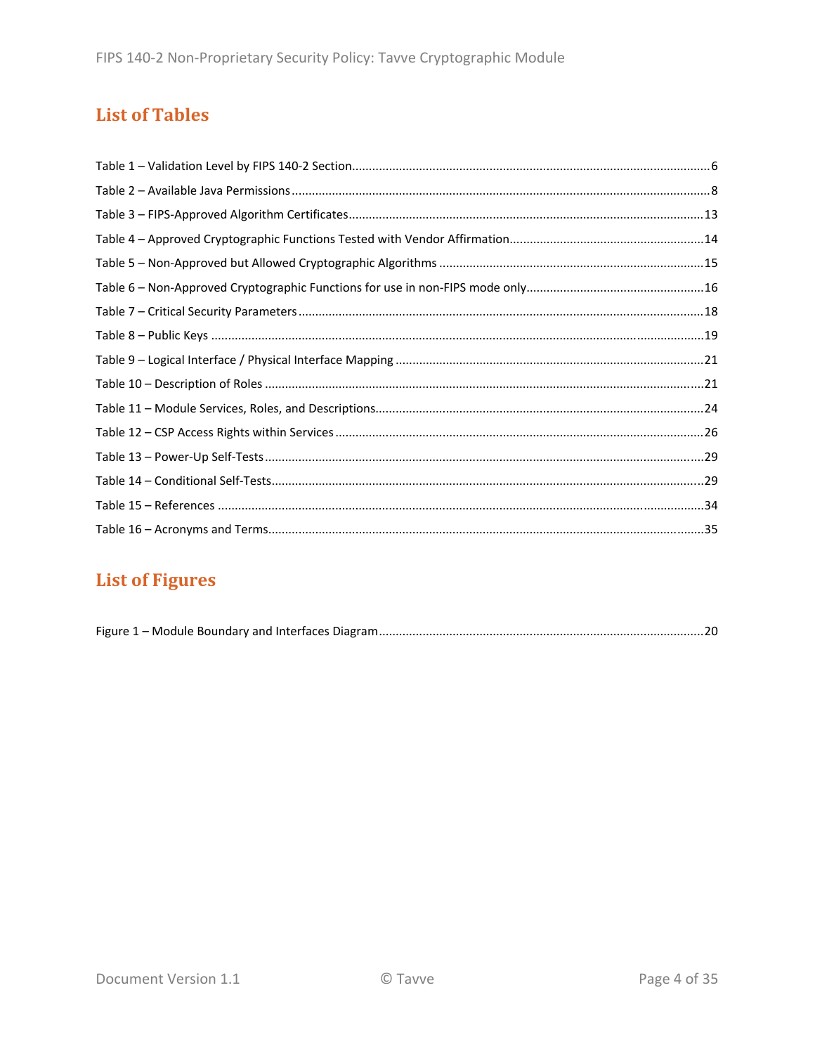## List of Tables

Table 1 – Validation Level by FIPS 140-2 Section........................................................................................6
Table 2 – Available Java Permissions..........................................................................................................8
Table 3 – FIPS-Approved Algorithm Certificates........................................................................................13
Table 4 – Approved Cryptographic Functions Tested with Vendor Affirmation.........................................14
Table 5 – Non-Approved but Allowed Cryptographic Algorithms .............................................................15
Table 6 – Non-Approved Cryptographic Functions for use in non-FIPS mode only....................................16
Table 7 – Critical Security Parameters .......................................................................................................18
Table 8 – Public Keys ..................................................................................................................................19
Table 9 – Logical Interface / Physical Interface Mapping ..........................................................................21
Table 10 – Description of Roles .................................................................................................................21
Table 11 – Module Services, Roles, and Descriptions.................................................................................24
Table 12 – CSP Access Rights within Services ............................................................................................26
Table 13 – Power-Up Self-Tests .................................................................................................................29
Table 14 – Conditional Self-Tests................................................................................................................29
Table 15 – References ...............................................................................................................................34
Table 16 – Acronyms and Terms................................................................................................................35

## List of Figures

Figure 1 – Module Boundary and Interfaces Diagram ...............................................................................20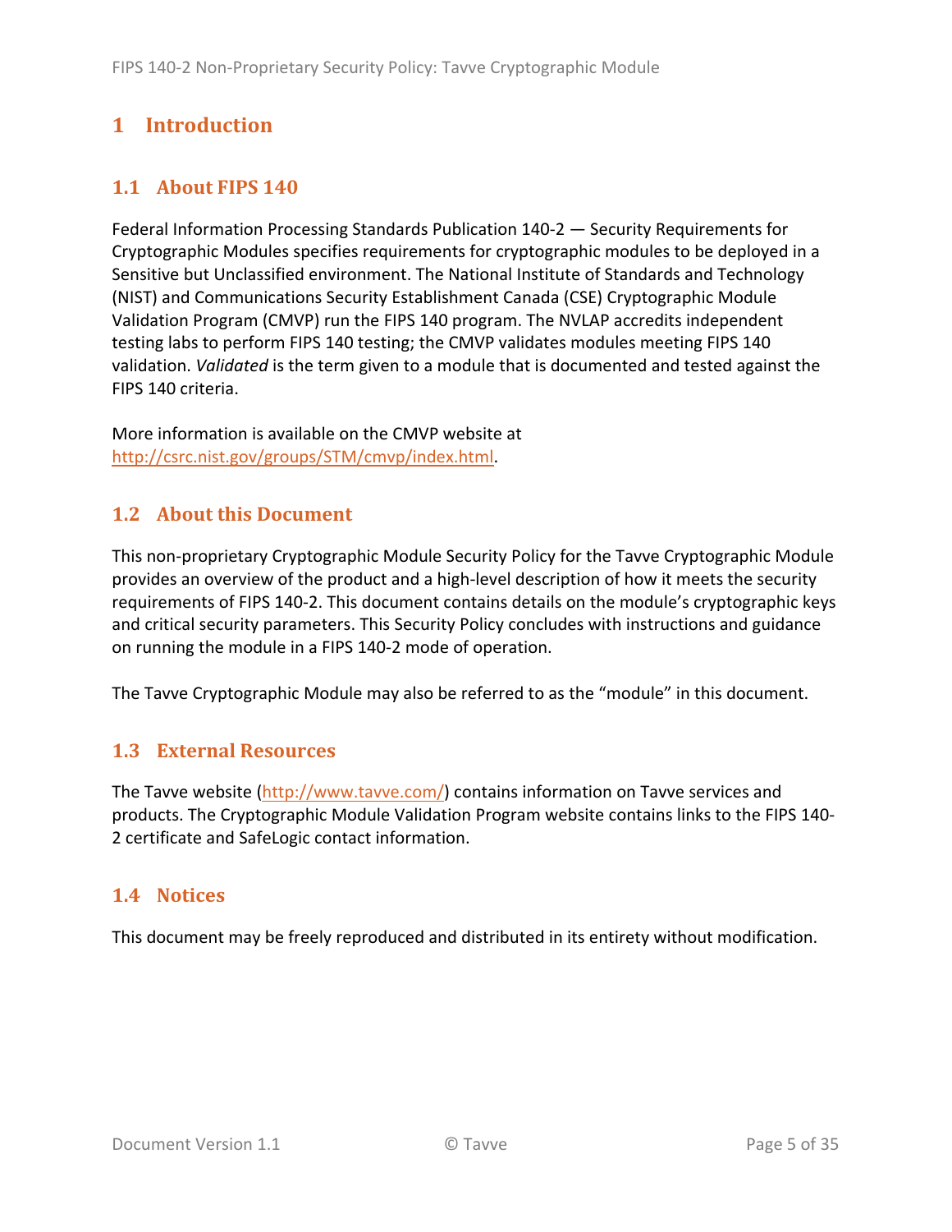# 1 Introduction

## 1.1 About FIPS 140

Federal Information Processing Standards Publication 140-2 — Security Requirements for Cryptographic Modules specifies requirements for cryptographic modules to be deployed in a Sensitive but Unclassified environment. The National Institute of Standards and Technology (NIST) and Communications Security Establishment Canada (CSE) Cryptographic Module Validation Program (CMVP) run the FIPS 140 program. The NVLAP accredits independent testing labs to perform FIPS 140 testing; the CMVP validates modules meeting FIPS 140 validation. *Validated* is the term given to a module that is documented and tested against the FIPS 140 criteria.

More information is available on the CMVP website at http://csrc.nist.gov/groups/STM/cmvp/index.html.

## 1.2 About this Document

This non-proprietary Cryptographic Module Security Policy for the Tavve Cryptographic Module provides an overview of the product and a high-level description of how it meets the security requirements of FIPS 140-2. This document contains details on the module's cryptographic keys and critical security parameters. This Security Policy concludes with instructions and guidance on running the module in a FIPS 140-2 mode of operation.

The Tavve Cryptographic Module may also be referred to as the "module" in this document.

## 1.3 External Resources

The Tavve website (http://www.tavve.com/) contains information on Tavve services and products. The Cryptographic Module Validation Program website contains links to the FIPS 140-2 certificate and SafeLogic contact information.

## 1.4 Notices

This document may be freely reproduced and distributed in its entirety without modification.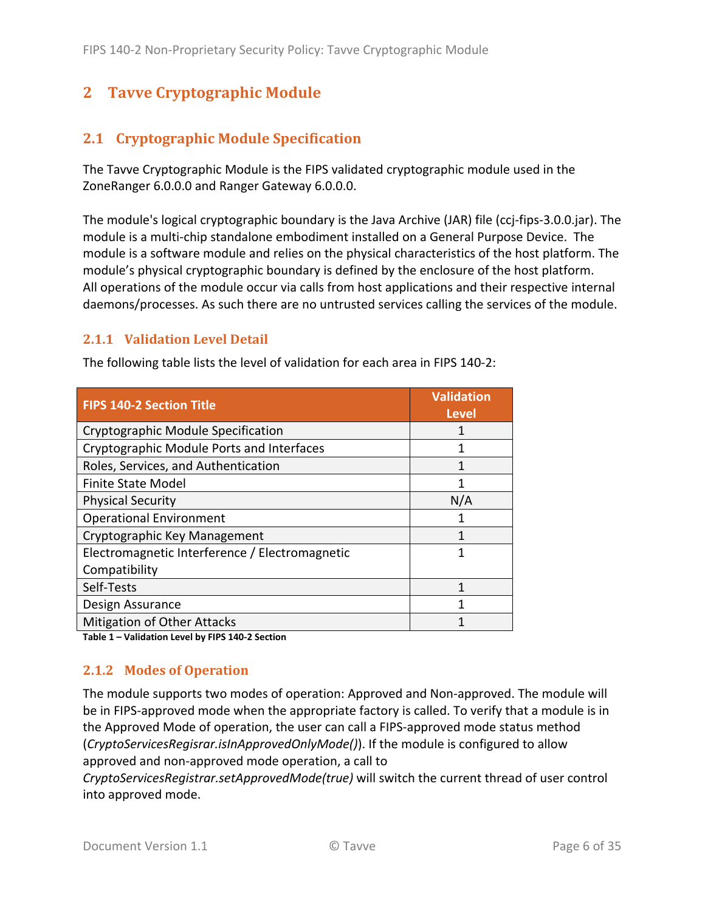# 2 Tavve Cryptographic Module

## 2.1 Cryptographic Module Specification

The Tavve Cryptographic Module is the FIPS validated cryptographic module used in the ZoneRanger 6.0.0.0 and Ranger Gateway 6.0.0.0.

The module's logical cryptographic boundary is the Java Archive (JAR) file (ccj-fips-3.0.0.jar). The module is a multi-chip standalone embodiment installed on a General Purpose Device. The module is a software module and relies on the physical characteristics of the host platform. The module's physical cryptographic boundary is defined by the enclosure of the host platform. All operations of the module occur via calls from host applications and their respective internal daemons/processes. As such there are no untrusted services calling the services of the module.

### 2.1.1 Validation Level Detail

The following table lists the level of validation for each area in FIPS 140-2:

| FIPS 140-2 Section Title | Validation Level |
|---|---|
| Cryptographic Module Specification | 1 |
| Cryptographic Module Ports and Interfaces | 1 |
| Roles, Services, and Authentication | 1 |
| Finite State Model | 1 |
| Physical Security | N/A |
| Operational Environment | 1 |
| Cryptographic Key Management | 1 |
| Electromagnetic Interference / Electromagnetic Compatibility | 1 |
| Self-Tests | 1 |
| Design Assurance | 1 |
| Mitigation of Other Attacks | 1 |

**Table 1 – Validation Level by FIPS 140-2 Section**

### 2.1.2 Modes of Operation

The module supports two modes of operation: Approved and Non-approved. The module will be in FIPS-approved mode when the appropriate factory is called. To verify that a module is in the Approved Mode of operation, the user can call a FIPS-approved mode status method (*CryptoServicesRegisrar.isInApprovedOnlyMode()*). If the module is configured to allow approved and non-approved mode operation, a call to *CryptoServicesRegistrar.setApprovedMode(true)* will switch the current thread of user control into approved mode.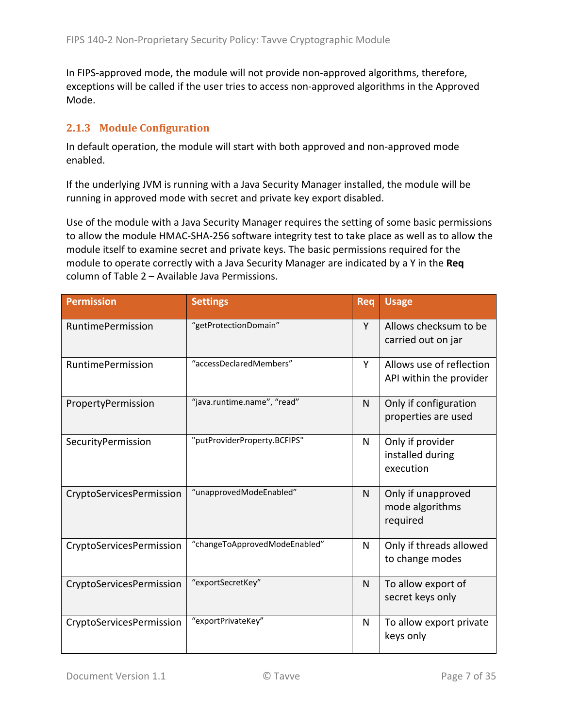In FIPS-approved mode, the module will not provide non-approved algorithms, therefore, exceptions will be called if the user tries to access non-approved algorithms in the Approved Mode.

### 2.1.3 Module Configuration

In default operation, the module will start with both approved and non-approved mode enabled.

If the underlying JVM is running with a Java Security Manager installed, the module will be running in approved mode with secret and private key export disabled.

Use of the module with a Java Security Manager requires the setting of some basic permissions to allow the module HMAC-SHA-256 software integrity test to take place as well as to allow the module itself to examine secret and private keys. The basic permissions required for the module to operate correctly with a Java Security Manager are indicated by a Y in the **Req** column of Table 2 – Available Java Permissions.

| Permission | Settings | Req | Usage |
|---|---|---|---|
| RuntimePermission | “getProtectionDomain” | Y | Allows checksum to be carried out on jar |
| RuntimePermission | “accessDeclaredMembers” | Y | Allows use of reflection API within the provider |
| PropertyPermission | “java.runtime.name”, “read” | N | Only if configuration properties are used |
| SecurityPermission | "putProviderProperty.BCFIPS" | N | Only if provider installed during execution |
| CryptoServicesPermission | “unapprovedModeEnabled” | N | Only if unapproved mode algorithms required |
| CryptoServicesPermission | “changeToApprovedModeEnabled” | N | Only if threads allowed to change modes |
| CryptoServicesPermission | “exportSecretKey” | N | To allow export of secret keys only |
| CryptoServicesPermission | “exportPrivateKey” | N | To allow export private keys only |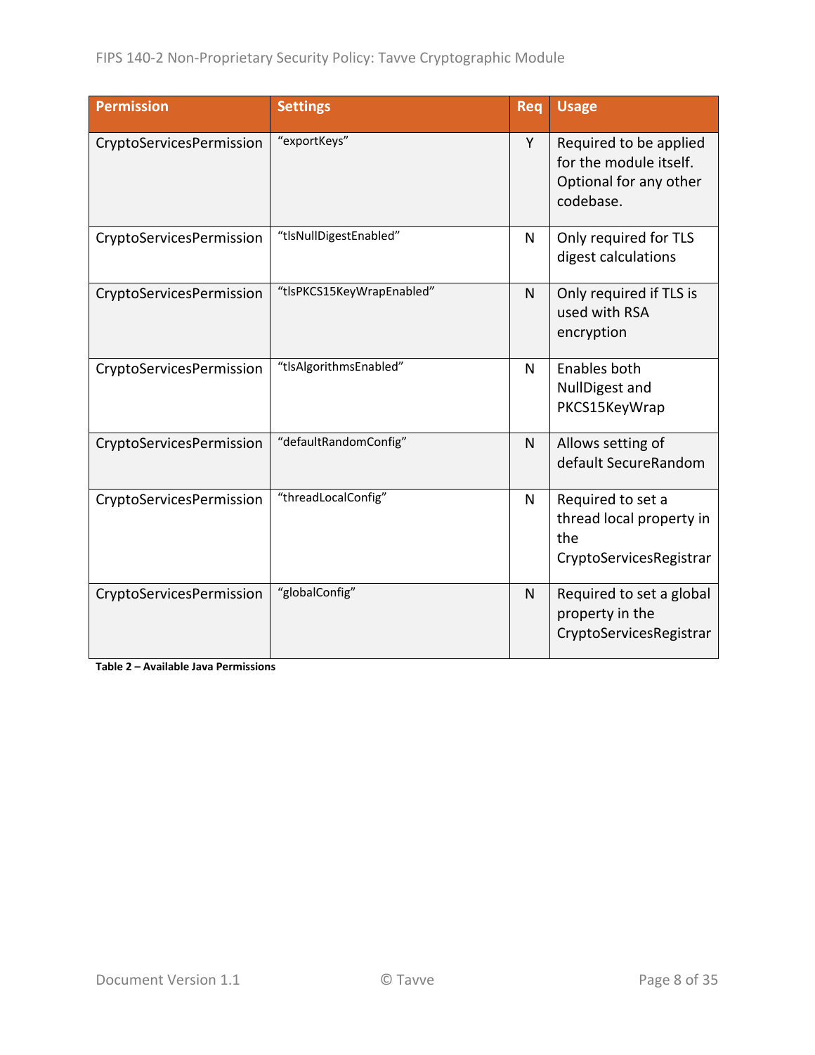| Permission | Settings | Req | Usage |
|---|---|---|---|
| CryptoServicesPermission | “exportKeys” | Y | Required to be applied for the module itself. Optional for any other codebase. |
| CryptoServicesPermission | “tlsNullDigestEnabled” | N | Only required for TLS digest calculations |
| CryptoServicesPermission | “tlsPKCS15KeyWrapEnabled” | N | Only required if TLS is used with RSA encryption |
| CryptoServicesPermission | “tlsAlgorithmsEnabled” | N | Enables both NullDigest and PKCS15KeyWrap |
| CryptoServicesPermission | “defaultRandomConfig” | N | Allows setting of default SecureRandom |
| CryptoServicesPermission | “threadLocalConfig” | N | Required to set a thread local property in the CryptoServicesRegistrar |
| CryptoServicesPermission | “globalConfig” | N | Required to set a global property in the CryptoServicesRegistrar |

**Table 2 – Available Java Permissions**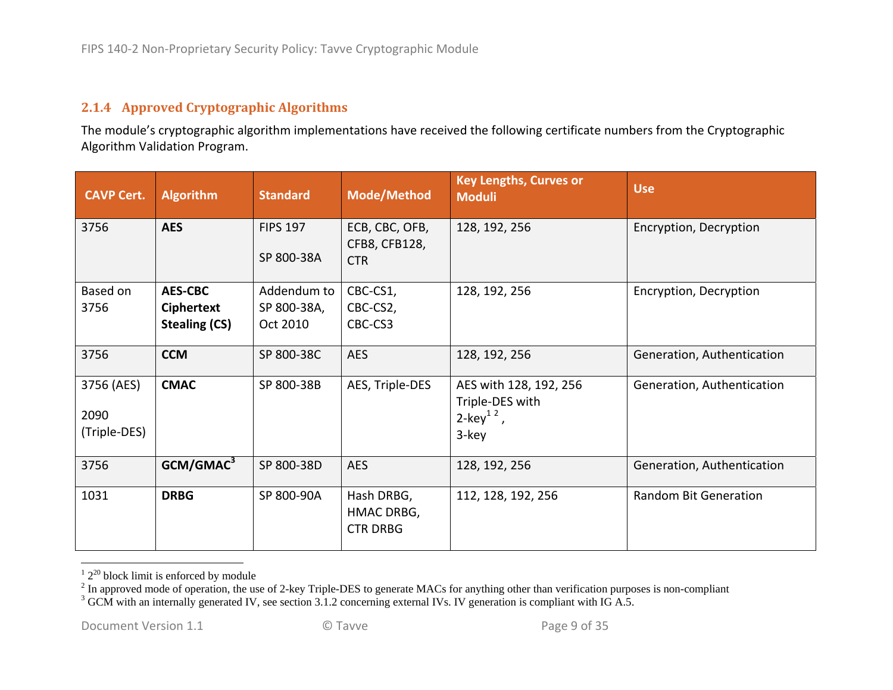### 2.1.4 Approved Cryptographic Algorithms

The module's cryptographic algorithm implementations have received the following certificate numbers from the Cryptographic Algorithm Validation Program.

| CAVP Cert. | Algorithm | Standard | Mode/Method | Key Lengths, Curves or Moduli | Use |
|---|---|---|---|---|---|
| 3756 | **AES** | FIPS 197<br><br>SP 800-38A | ECB, CBC, OFB, CFB8, CFB128, CTR | 128, 192, 256 | Encryption, Decryption |
| Based on 3756 | **AES-CBC Ciphertext Stealing (CS)** | Addendum to SP 800-38A, Oct 2010 | CBC-CS1, CBC-CS2, CBC-CS3 | 128, 192, 256 | Encryption, Decryption |
| 3756 | **CCM** | SP 800-38C | AES | 128, 192, 256 | Generation, Authentication |
| 3756 (AES)<br><br>2090 (Triple-DES) | **CMAC** | SP 800-38B | AES, Triple-DES | AES with 128, 192, 256<br>Triple-DES with<br>2-key[1] [2],<br>3-key | Generation, Authentication |
| 3756 | **GCM/GMAC**[3] | SP 800-38D | AES | 128, 192, 256 | Generation, Authentication |
| 1031 | **DRBG** | SP 800-90A | Hash DRBG, HMAC DRBG, CTR DRBG | 112, 128, 192, 256 | Random Bit Generation |

[1] $2^{20}$ block limit is enforced by module

[2] In approved mode of operation, the use of 2-key Triple-DES to generate MACs for anything other than verification purposes is non-compliant

[3] GCM with an internally generated IV, see section 3.1.2 concerning external IVs. IV generation is compliant with IG A.5.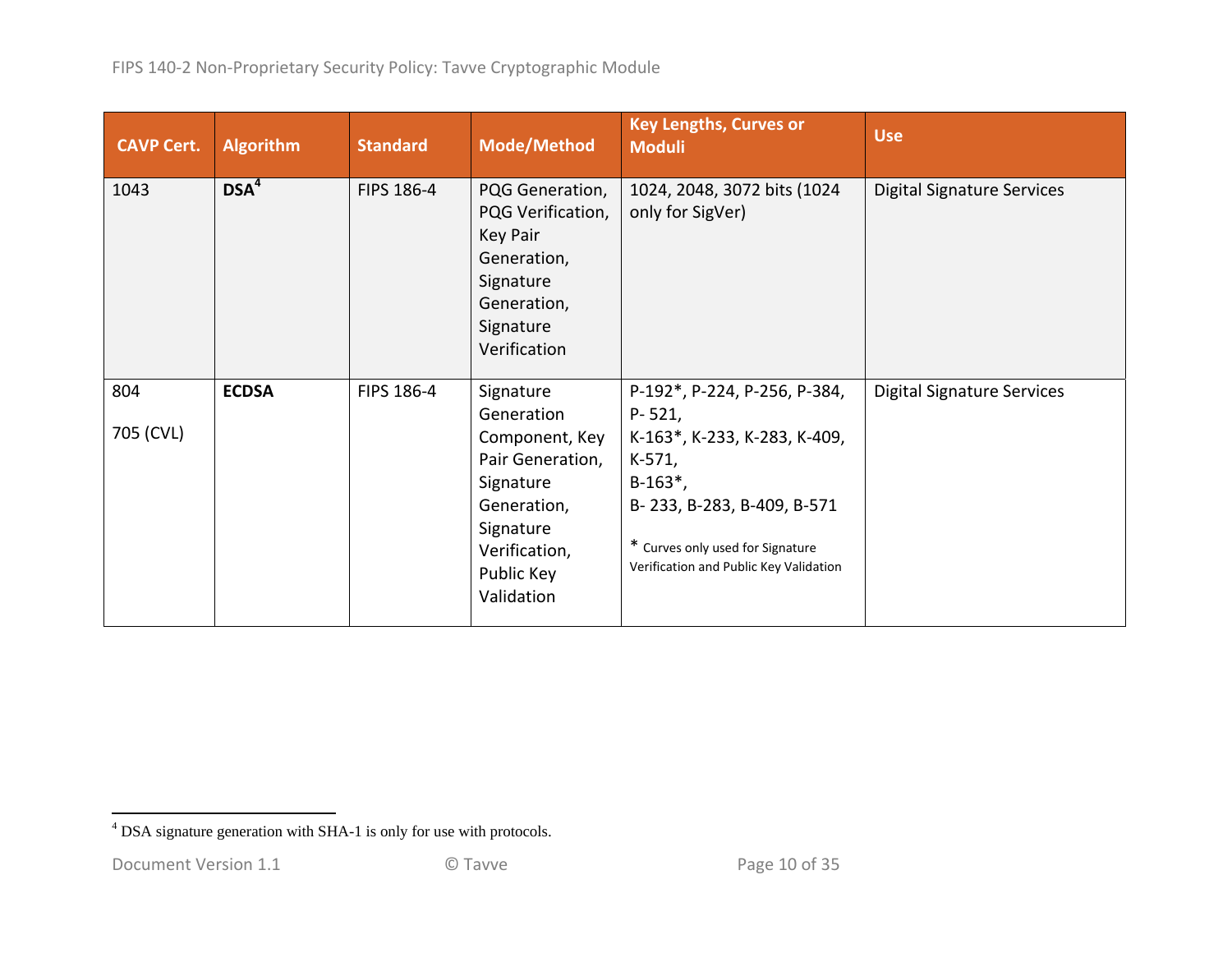| CAVP Cert. | Algorithm | Standard | Mode/Method | Key Lengths, Curves or Moduli | Use |
|---|---|---|---|---|---|
| 1043 | **DSA**[4] | FIPS 186-4 | PQG Generation, PQG Verification, Key Pair Generation, Signature Generation, Signature Verification | 1024, 2048, 3072 bits (1024 only for SigVer) | Digital Signature Services |
| 804<br><br>705 (CVL) | **ECDSA** | FIPS 186-4 | Signature Generation Component, Key Pair Generation, Signature Generation, Signature Verification, Public Key Validation | P-192*, P-224, P-256, P-384, P- 521,<br>K-163*, K-233, K-283, K-409, K-571,<br>B-163*,<br>B- 233, B-283, B-409, B-571<br><br>* Curves only used for Signature Verification and Public Key Validation | Digital Signature Services |

[4] DSA signature generation with SHA-1 is only for use with protocols.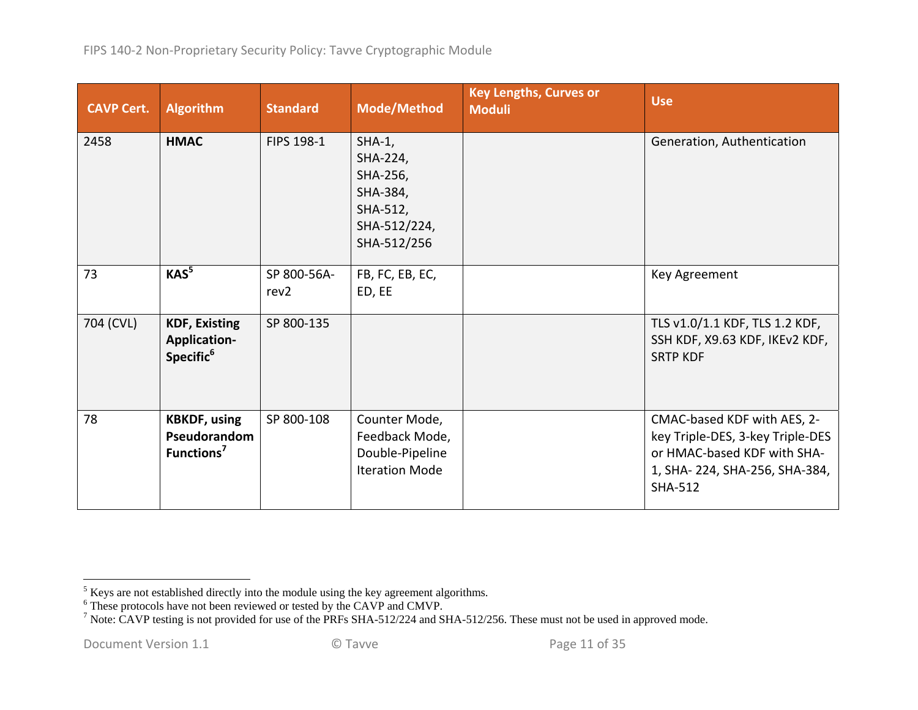| CAVP Cert. | Algorithm | Standard | Mode/Method | Key Lengths, Curves or Moduli | Use |
|---|---|---|---|---|---|
| 2458 | **HMAC** | FIPS 198-1 | SHA-1, SHA-224, SHA-256, SHA-384, SHA-512, SHA-512/224, SHA-512/256 | | Generation, Authentication |
| 73 | **KAS**[5] | SP 800-56A-rev2 | FB, FC, EB, EC, ED, EE | | Key Agreement |
| 704 (CVL) | **KDF, Existing Application-Specific**[6] | SP 800-135 | | | TLS v1.0/1.1 KDF, TLS 1.2 KDF, SSH KDF, X9.63 KDF, IKEv2 KDF, SRTP KDF |
| 78 | **KBKDF, using Pseudorandom Functions**[7] | SP 800-108 | Counter Mode, Feedback Mode, Double-Pipeline Iteration Mode | | CMAC-based KDF with AES, 2-key Triple-DES, 3-key Triple-DES or HMAC-based KDF with SHA-1, SHA- 224, SHA-256, SHA-384, SHA-512 |

[5] Keys are not established directly into the module using the key agreement algorithms.
[6] These protocols have not been reviewed or tested by the CAVP and CMVP.
[7] Note: CAVP testing is not provided for use of the PRFs SHA-512/224 and SHA-512/256. These must not be used in approved mode.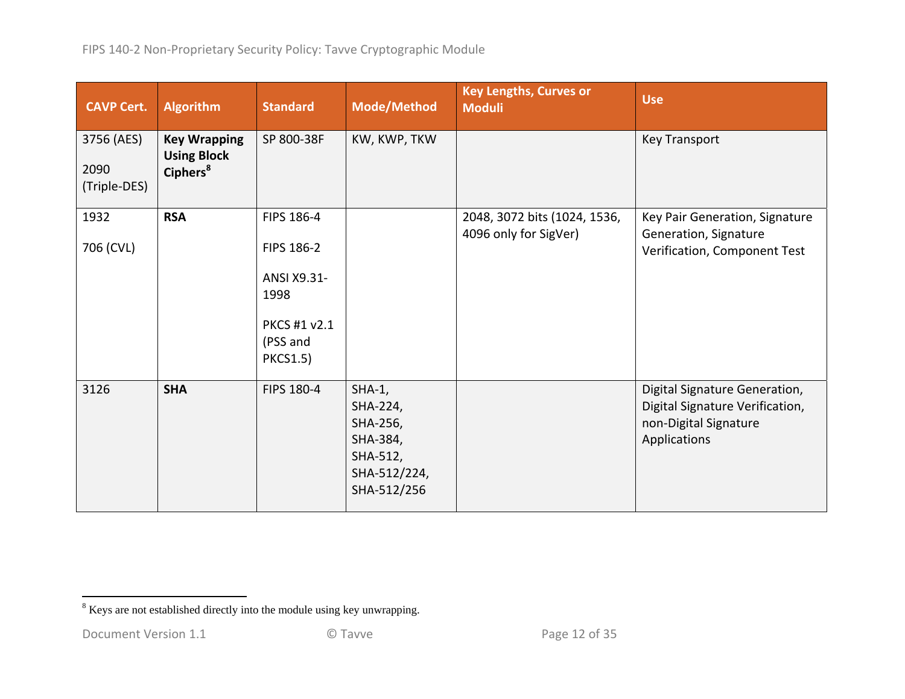| CAVP Cert. | Algorithm | Standard | Mode/Method | Key Lengths, Curves or Moduli | Use |
|---|---|---|---|---|---|
| 3756 (AES)<br><br>2090 (Triple-DES) | **Key Wrapping Using Block Ciphers**[8] | SP 800-38F | KW, KWP, TKW | | Key Transport |
| 1932<br><br>706 (CVL) | **RSA** | FIPS 186-4<br><br>FIPS 186-2<br><br>ANSI X9.31-1998<br><br>PKCS #1 v2.1 (PSS and PKCS1.5) | | 2048, 3072 bits (1024, 1536, 4096 only for SigVer) | Key Pair Generation, Signature Generation, Signature Verification, Component Test |
| 3126 | **SHA** | FIPS 180-4 | SHA-1, SHA-224, SHA-256, SHA-384, SHA-512, SHA-512/224, SHA-512/256 | | Digital Signature Generation, Digital Signature Verification, non-Digital Signature Applications |

[8] Keys are not established directly into the module using key unwrapping.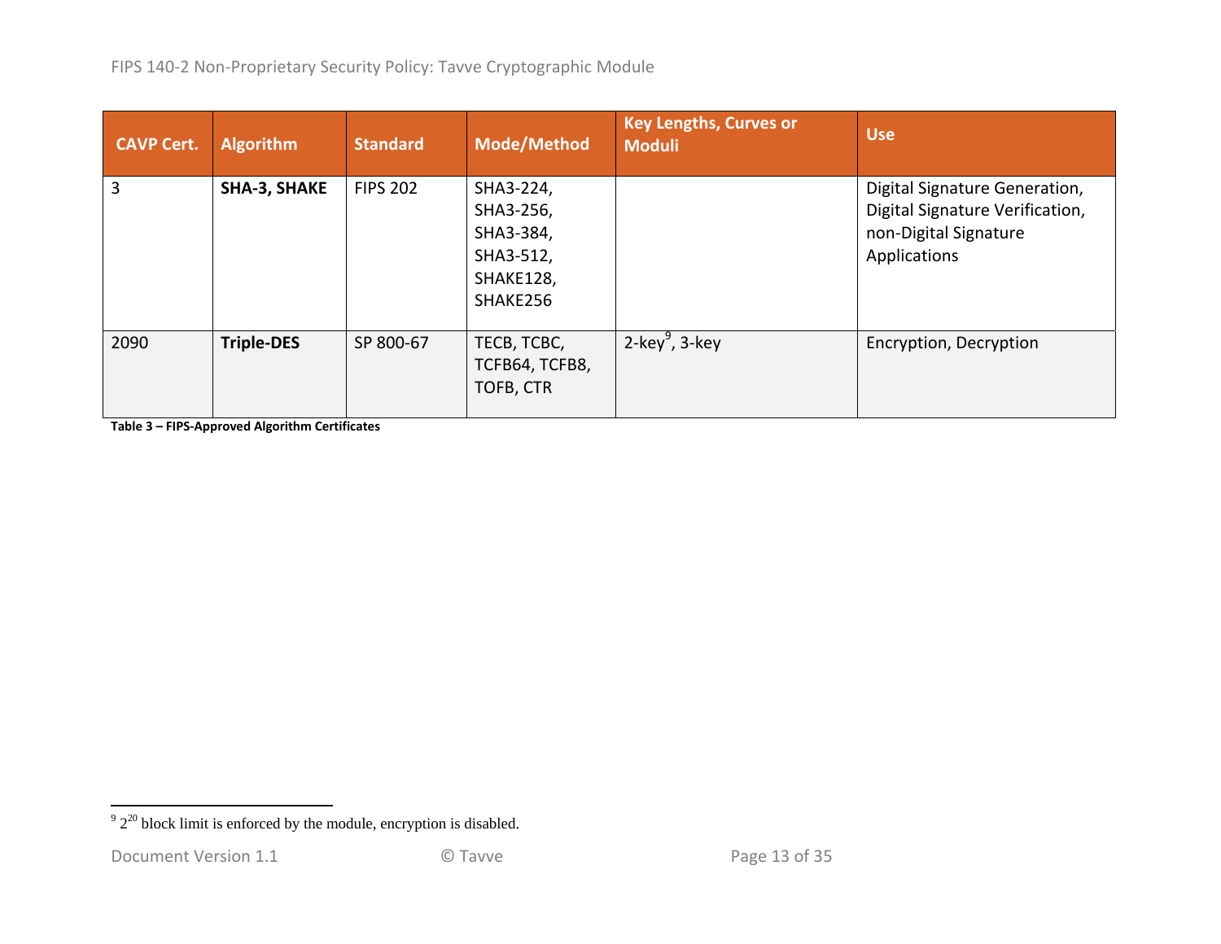| CAVP Cert. | Algorithm | Standard | Mode/Method | Key Lengths, Curves or Moduli | Use |
| --- | --- | --- | --- | --- | --- |
| 3 | **SHA-3, SHAKE** | FIPS 202 | SHA3-224, SHA3-256, SHA3-384, SHA3-512, SHAKE128, SHAKE256 | | Digital Signature Generation, Digital Signature Verification, non-Digital Signature Applications |
| 2090 | **Triple-DES** | SP 800-67 | TECB, TCBC, TCFB64, TCFB8, TOFB, CTR | 2-key[9], 3-key | Encryption, Decryption |

**Table 3 – FIPS-Approved Algorithm Certificates**

[9] $2^{20}$ block limit is enforced by the module, encryption is disabled.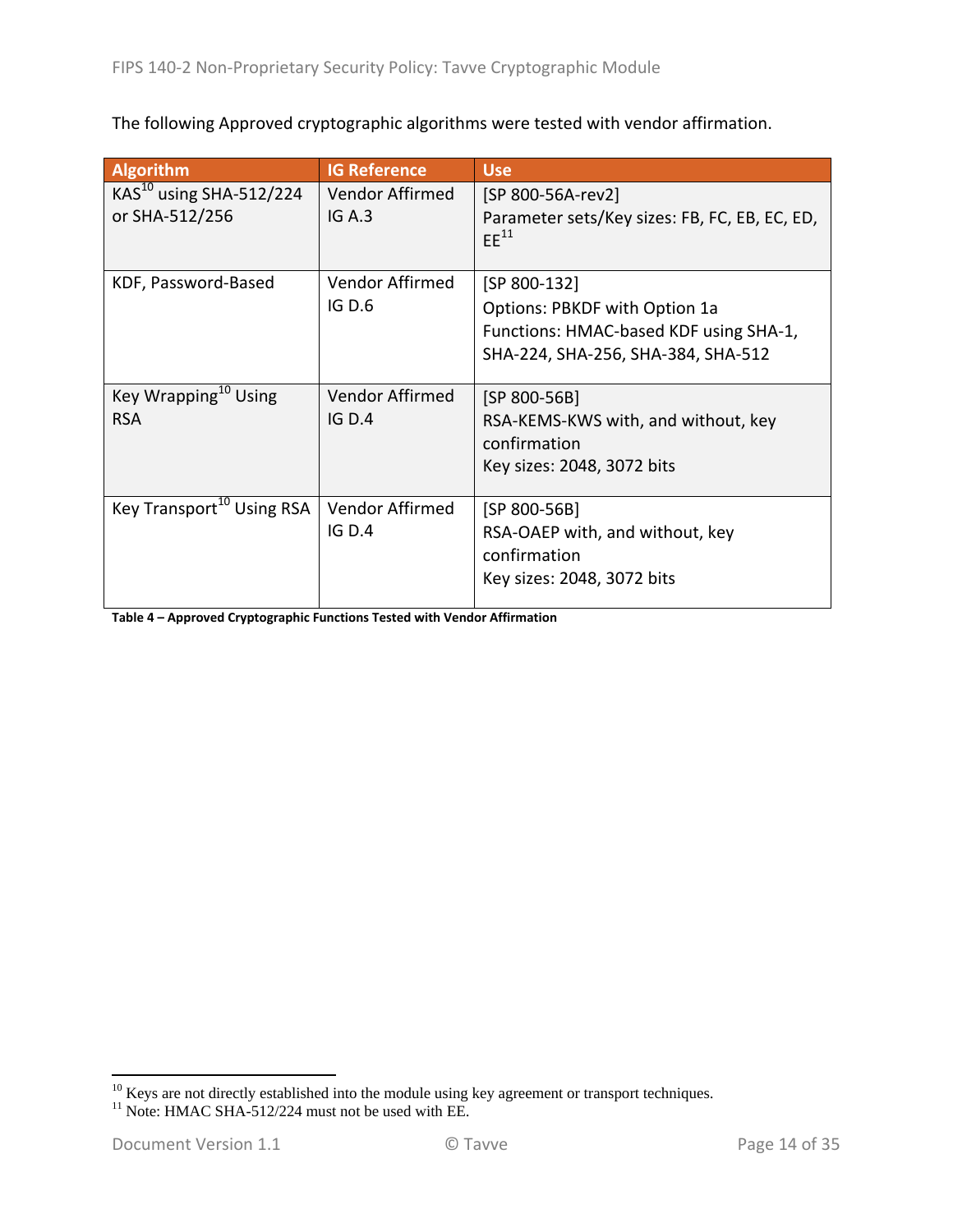The following Approved cryptographic algorithms were tested with vendor affirmation.

| Algorithm | IG Reference | Use |
| --- | --- | --- |
| KAS[10] using SHA-512/224 or SHA-512/256 | Vendor Affirmed IG A.3 | [SP 800-56A-rev2] Parameter sets/Key sizes: FB, FC, EB, EC, ED, EE[11] |
| KDF, Password-Based | Vendor Affirmed IG D.6 | [SP 800-132] Options: PBKDF with Option 1a Functions: HMAC-based KDF using SHA-1, SHA-224, SHA-256, SHA-384, SHA-512 |
| Key Wrapping[10] Using RSA | Vendor Affirmed IG D.4 | [SP 800-56B] RSA-KEMS-KWS with, and without, key confirmation Key sizes: 2048, 3072 bits |
| Key Transport[10] Using RSA | Vendor Affirmed IG D.4 | [SP 800-56B] RSA-OAEP with, and without, key confirmation Key sizes: 2048, 3072 bits |

**Table 4 – Approved Cryptographic Functions Tested with Vendor Affirmation**

[10] Keys are not directly established into the module using key agreement or transport techniques.
[11] Note: HMAC SHA-512/224 must not be used with EE.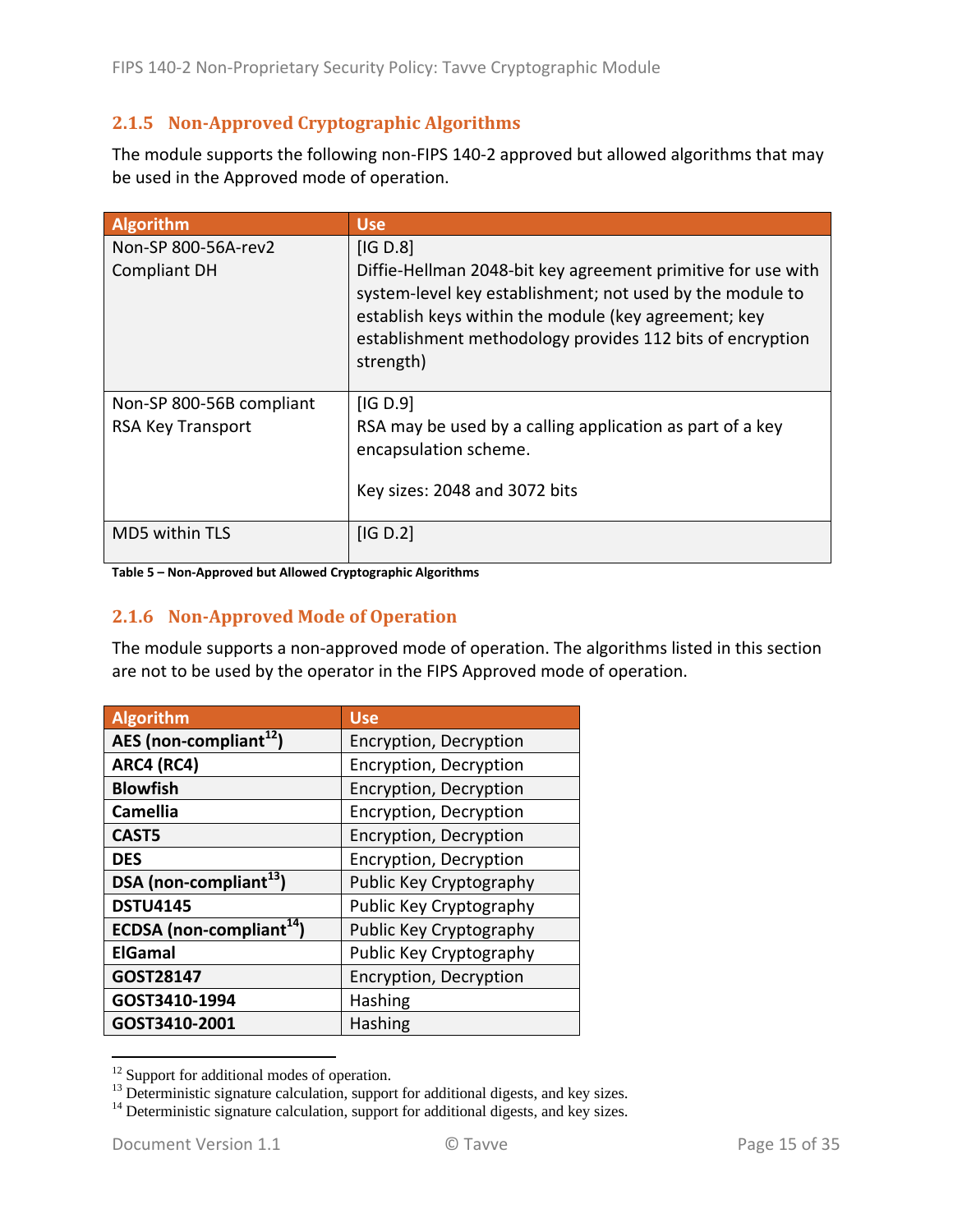### 2.1.5 Non-Approved Cryptographic Algorithms

The module supports the following non-FIPS 140-2 approved but allowed algorithms that may be used in the Approved mode of operation.

| Algorithm | Use |
|---|---|
| Non-SP 800-56A-rev2 Compliant DH | [IG D.8] Diffie-Hellman 2048-bit key agreement primitive for use with system-level key establishment; not used by the module to establish keys within the module (key agreement; key establishment methodology provides 112 bits of encryption strength) |
| Non-SP 800-56B compliant RSA Key Transport | [IG D.9] RSA may be used by a calling application as part of a key encapsulation scheme. Key sizes: 2048 and 3072 bits |
| MD5 within TLS | [IG D.2] |

**Table 5 – Non-Approved but Allowed Cryptographic Algorithms**

### 2.1.6 Non-Approved Mode of Operation

The module supports a non-approved mode of operation. The algorithms listed in this section are not to be used by the operator in the FIPS Approved mode of operation.

| Algorithm | Use |
|---|---|
| **AES (non-compliant[12])** | Encryption, Decryption |
| **ARC4 (RC4)** | Encryption, Decryption |
| **Blowfish** | Encryption, Decryption |
| **Camellia** | Encryption, Decryption |
| **CAST5** | Encryption, Decryption |
| **DES** | Encryption, Decryption |
| **DSA (non-compliant[13])** | Public Key Cryptography |
| **DSTU4145** | Public Key Cryptography |
| **ECDSA (non-compliant[14])** | Public Key Cryptography |
| **ElGamal** | Public Key Cryptography |
| **GOST28147** | Encryption, Decryption |
| **GOST3410-1994** | Hashing |
| **GOST3410-2001** | Hashing |

[12] Support for additional modes of operation.
[13] Deterministic signature calculation, support for additional digests, and key sizes.
[14] Deterministic signature calculation, support for additional digests, and key sizes.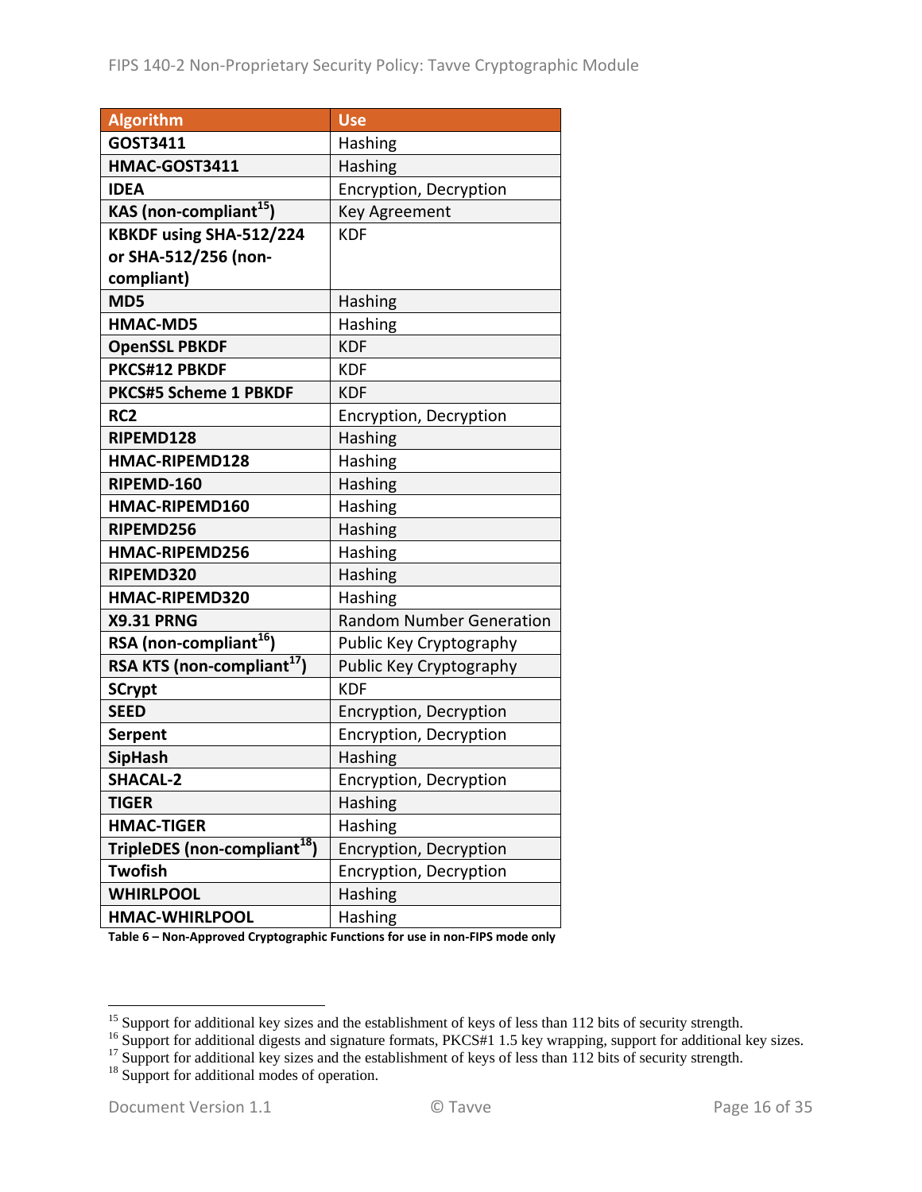| Algorithm | Use |
|---|---|
| **GOST3411** | Hashing |
| **HMAC-GOST3411** | Hashing |
| **IDEA** | Encryption, Decryption |
| **KAS (non-compliant[15])** | Key Agreement |
| **KBKDF using SHA-512/224 or SHA-512/256 (non-compliant)** | KDF |
| **MD5** | Hashing |
| **HMAC-MD5** | Hashing |
| **OpenSSL PBKDF** | KDF |
| **PKCS#12 PBKDF** | KDF |
| **PKCS#5 Scheme 1 PBKDF** | KDF |
| **RC2** | Encryption, Decryption |
| **RIPEMD128** | Hashing |
| **HMAC-RIPEMD128** | Hashing |
| **RIPEMD-160** | Hashing |
| **HMAC-RIPEMD160** | Hashing |
| **RIPEMD256** | Hashing |
| **HMAC-RIPEMD256** | Hashing |
| **RIPEMD320** | Hashing |
| **HMAC-RIPEMD320** | Hashing |
| **X9.31 PRNG** | Random Number Generation |
| **RSA (non-compliant[16])** | Public Key Cryptography |
| **RSA KTS (non-compliant[17])** | Public Key Cryptography |
| **SCrypt** | KDF |
| **SEED** | Encryption, Decryption |
| **Serpent** | Encryption, Decryption |
| **SipHash** | Hashing |
| **SHACAL-2** | Encryption, Decryption |
| **TIGER** | Hashing |
| **HMAC-TIGER** | Hashing |
| **TripleDES (non-compliant[18])** | Encryption, Decryption |
| **Twofish** | Encryption, Decryption |
| **WHIRLPOOL** | Hashing |
| **HMAC-WHIRLPOOL** | Hashing |

**Table 6 – Non-Approved Cryptographic Functions for use in non-FIPS mode only**

[15] Support for additional key sizes and the establishment of keys of less than 112 bits of security strength.
[16] Support for additional digests and signature formats, PKCS#1 1.5 key wrapping, support for additional key sizes.
[17] Support for additional key sizes and the establishment of keys of less than 112 bits of security strength.
[18] Support for additional modes of operation.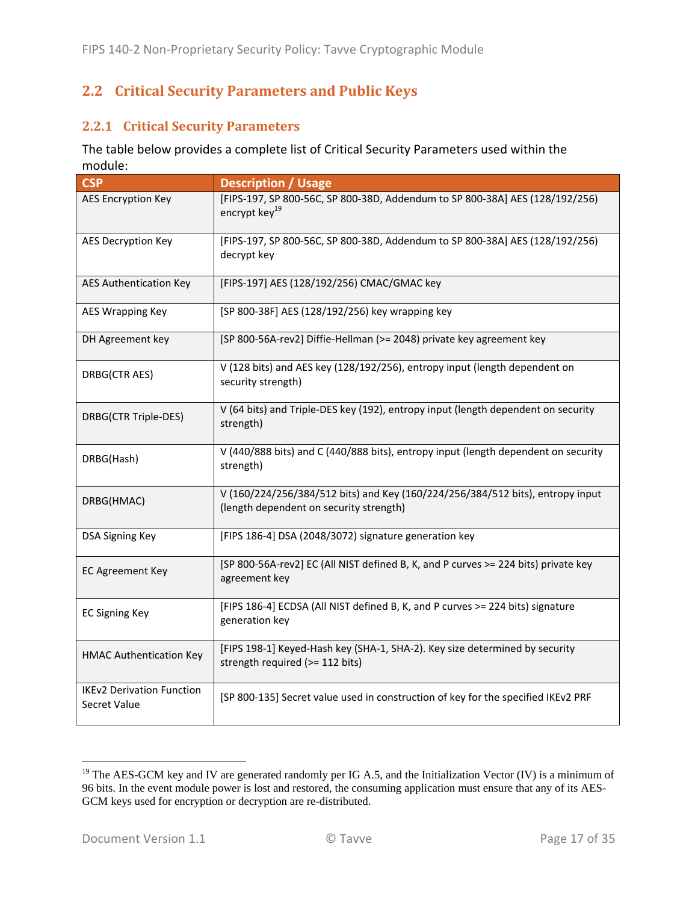## 2.2 Critical Security Parameters and Public Keys

### 2.2.1 Critical Security Parameters

The table below provides a complete list of Critical Security Parameters used within the module:

| CSP | Description / Usage |
|---|---|
| AES Encryption Key | [FIPS-197, SP 800-56C, SP 800-38D, Addendum to SP 800-38A] AES (128/192/256) encrypt key[19] |
| AES Decryption Key | [FIPS-197, SP 800-56C, SP 800-38D, Addendum to SP 800-38A] AES (128/192/256) decrypt key |
| AES Authentication Key | [FIPS-197] AES (128/192/256) CMAC/GMAC key |
| AES Wrapping Key | [SP 800-38F] AES (128/192/256) key wrapping key |
| DH Agreement key | [SP 800-56A-rev2] Diffie-Hellman (>= 2048) private key agreement key |
| DRBG(CTR AES) | V (128 bits) and AES key (128/192/256), entropy input (length dependent on security strength) |
| DRBG(CTR Triple-DES) | V (64 bits) and Triple-DES key (192), entropy input (length dependent on security strength) |
| DRBG(Hash) | V (440/888 bits) and C (440/888 bits), entropy input (length dependent on security strength) |
| DRBG(HMAC) | V (160/224/256/384/512 bits) and Key (160/224/256/384/512 bits), entropy input (length dependent on security strength) |
| DSA Signing Key | [FIPS 186-4] DSA (2048/3072) signature generation key |
| EC Agreement Key | [SP 800-56A-rev2] EC (All NIST defined B, K, and P curves >= 224 bits) private key agreement key |
| EC Signing Key | [FIPS 186-4] ECDSA (All NIST defined B, K, and P curves >= 224 bits) signature generation key |
| HMAC Authentication Key | [FIPS 198-1] Keyed-Hash key (SHA-1, SHA-2). Key size determined by security strength required (>= 112 bits) |
| IKEv2 Derivation Function Secret Value | [SP 800-135] Secret value used in construction of key for the specified IKEv2 PRF |

[19] The AES-GCM key and IV are generated randomly per IG A.5, and the Initialization Vector (IV) is a minimum of 96 bits. In the event module power is lost and restored, the consuming application must ensure that any of its AES-GCM keys used for encryption or decryption are re-distributed.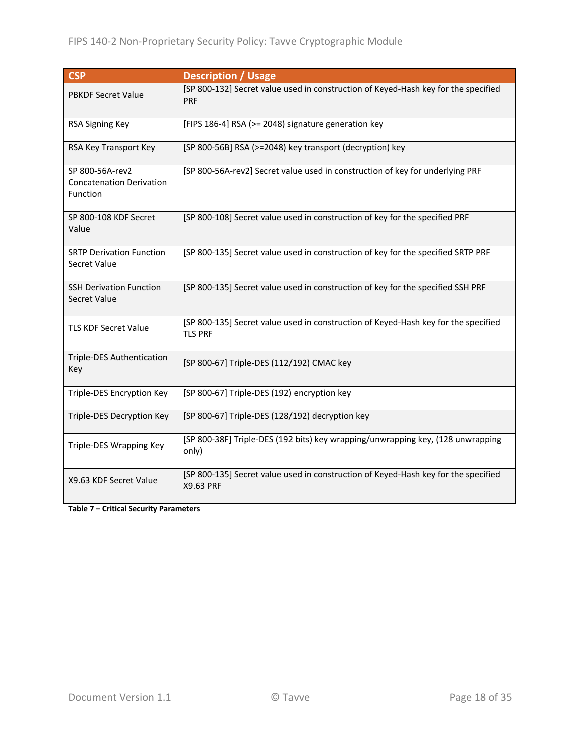| CSP | Description / Usage |
| --- | --- |
| PBKDF Secret Value | [SP 800-132] Secret value used in construction of Keyed-Hash key for the specified PRF |
| RSA Signing Key | [FIPS 186-4] RSA (>= 2048) signature generation key |
| RSA Key Transport Key | [SP 800-56B] RSA (>=2048) key transport (decryption) key |
| SP 800-56A-rev2 Concatenation Derivation Function | [SP 800-56A-rev2] Secret value used in construction of key for underlying PRF |
| SP 800-108 KDF Secret Value | [SP 800-108] Secret value used in construction of key for the specified PRF |
| SRTP Derivation Function Secret Value | [SP 800-135] Secret value used in construction of key for the specified SRTP PRF |
| SSH Derivation Function Secret Value | [SP 800-135] Secret value used in construction of key for the specified SSH PRF |
| TLS KDF Secret Value | [SP 800-135] Secret value used in construction of Keyed-Hash key for the specified TLS PRF |
| Triple-DES Authentication Key | [SP 800-67] Triple-DES (112/192) CMAC key |
| Triple-DES Encryption Key | [SP 800-67] Triple-DES (192) encryption key |
| Triple-DES Decryption Key | [SP 800-67] Triple-DES (128/192) decryption key |
| Triple-DES Wrapping Key | [SP 800-38F] Triple-DES (192 bits) key wrapping/unwrapping key, (128 unwrapping only) |
| X9.63 KDF Secret Value | [SP 800-135] Secret value used in construction of Keyed-Hash key for the specified X9.63 PRF |

**Table 7 – Critical Security Parameters**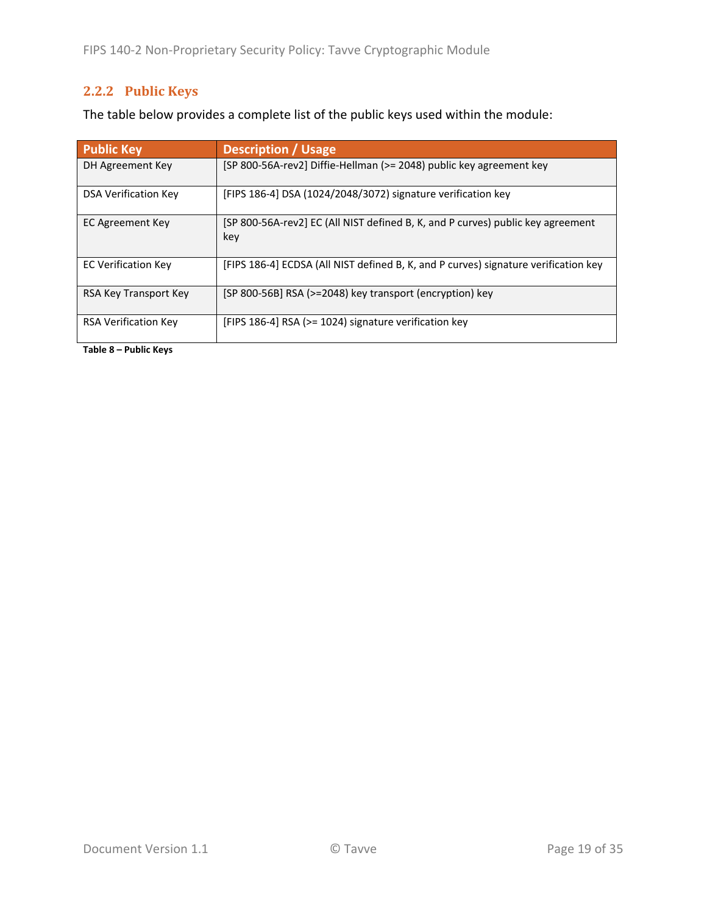### 2.2.2 Public Keys

The table below provides a complete list of the public keys used within the module:

| Public Key | Description / Usage |
|---|---|
| DH Agreement Key | [SP 800-56A-rev2] Diffie-Hellman (>= 2048) public key agreement key |
| DSA Verification Key | [FIPS 186-4] DSA (1024/2048/3072) signature verification key |
| EC Agreement Key | [SP 800-56A-rev2] EC (All NIST defined B, K, and P curves) public key agreement key |
| EC Verification Key | [FIPS 186-4] ECDSA (All NIST defined B, K, and P curves) signature verification key |
| RSA Key Transport Key | [SP 800-56B] RSA (>=2048) key transport (encryption) key |
| RSA Verification Key | [FIPS 186-4] RSA (>= 1024) signature verification key |

**Table 8 – Public Keys**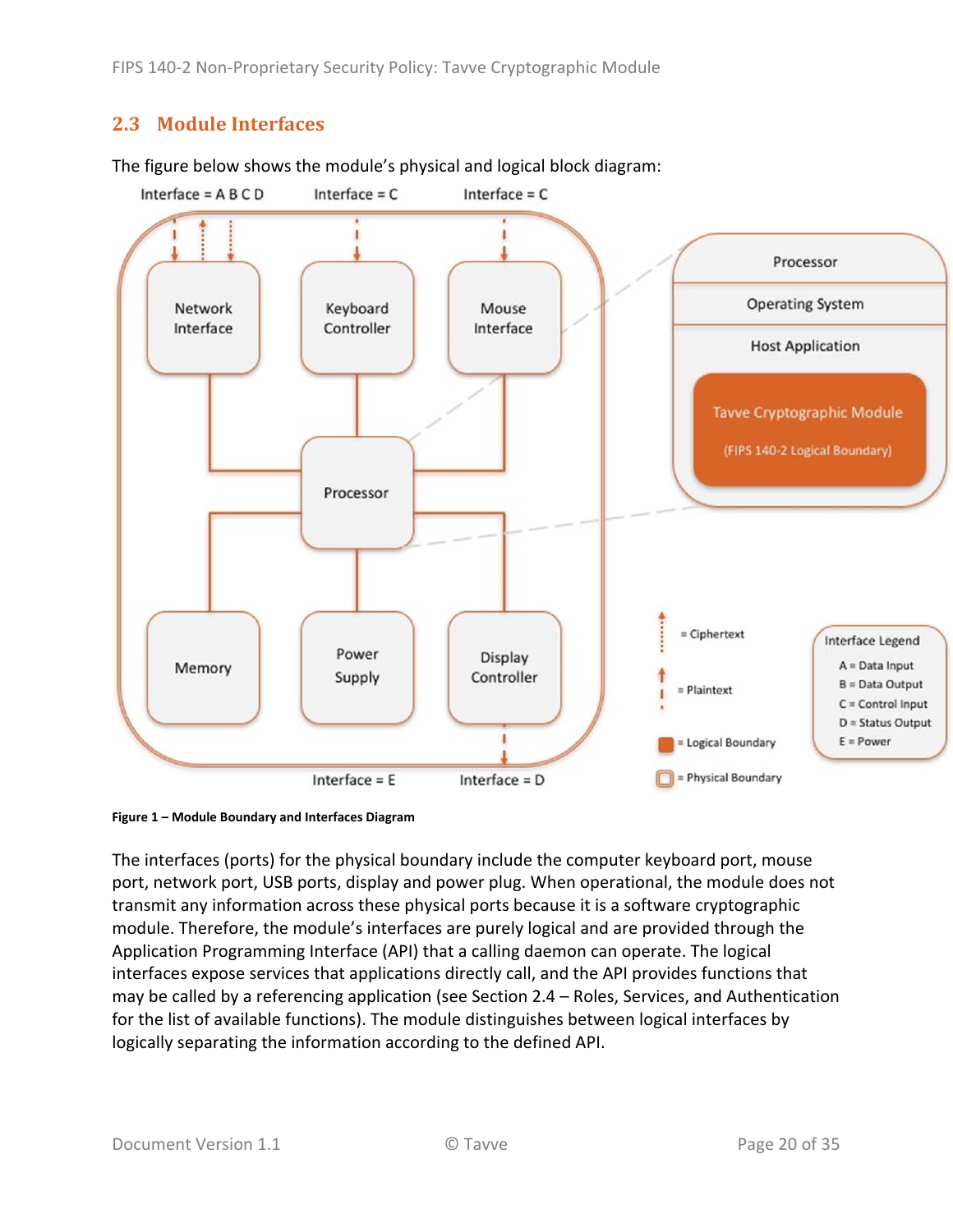## 2.3 Module Interfaces

The figure below shows the module's physical and logical block diagram:

**Figure 1 – Module Boundary and Interfaces Diagram**

The interfaces (ports) for the physical boundary include the computer keyboard port, mouse port, network port, USB ports, display and power plug. When operational, the module does not transmit any information across these physical ports because it is a software cryptographic module. Therefore, the module's interfaces are purely logical and are provided through the Application Programming Interface (API) that a calling daemon can operate. The logical interfaces expose services that applications directly call, and the API provides functions that may be called by a referencing application (see Section 2.4 – Roles, Services, and Authentication for the list of available functions). The module distinguishes between logical interfaces by logically separating the information according to the defined API.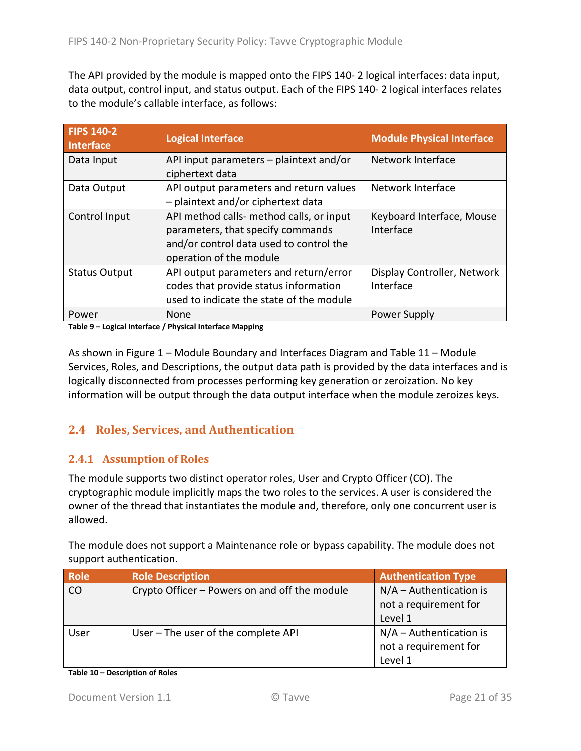The API provided by the module is mapped onto the FIPS 140- 2 logical interfaces: data input, data output, control input, and status output. Each of the FIPS 140- 2 logical interfaces relates to the module's callable interface, as follows:

| FIPS 140-2 Interface | Logical Interface | Module Physical Interface |
| --- | --- | --- |
| Data Input | API input parameters – plaintext and/or ciphertext data | Network Interface |
| Data Output | API output parameters and return values – plaintext and/or ciphertext data | Network Interface |
| Control Input | API method calls- method calls, or input parameters, that specify commands and/or control data used to control the operation of the module | Keyboard Interface, Mouse Interface |
| Status Output | API output parameters and return/error codes that provide status information used to indicate the state of the module | Display Controller, Network Interface |
| Power | None | Power Supply |

**Table 9 – Logical Interface / Physical Interface Mapping**

As shown in Figure 1 – Module Boundary and Interfaces Diagram and Table 11 – Module Services, Roles, and Descriptions, the output data path is provided by the data interfaces and is logically disconnected from processes performing key generation or zeroization. No key information will be output through the data output interface when the module zeroizes keys.

## 2.4 Roles, Services, and Authentication

### 2.4.1 Assumption of Roles

The module supports two distinct operator roles, User and Crypto Officer (CO). The cryptographic module implicitly maps the two roles to the services. A user is considered the owner of the thread that instantiates the module and, therefore, only one concurrent user is allowed.

The module does not support a Maintenance role or bypass capability. The module does not support authentication.

| Role | Role Description | Authentication Type |
| --- | --- | --- |
| CO | Crypto Officer – Powers on and off the module | N/A – Authentication is not a requirement for Level 1 |
| User | User – The user of the complete API | N/A – Authentication is not a requirement for Level 1 |

**Table 10 – Description of Roles**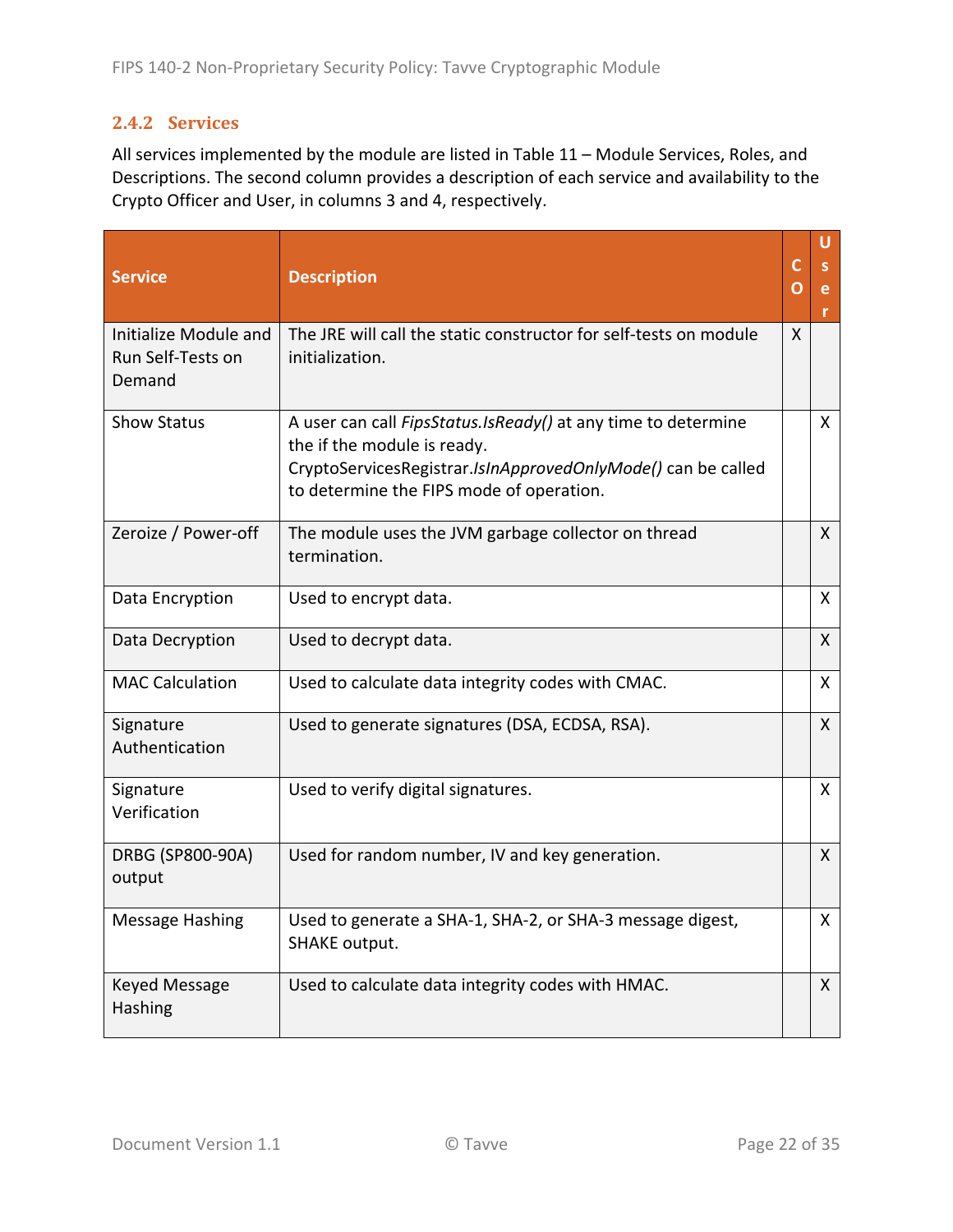### 2.4.2 Services

All services implemented by the module are listed in Table 11 – Module Services, Roles, and Descriptions. The second column provides a description of each service and availability to the Crypto Officer and User, in columns 3 and 4, respectively.

| Service | Description | CO | User |
|---|---|---|---|
| Initialize Module and Run Self-Tests on Demand | The JRE will call the static constructor for self-tests on module initialization. | X | |
| Show Status | A user can call *FipsStatus.IsReady()* at any time to determine the if the module is ready. CryptoServicesRegistrar.*IsInApprovedOnlyMode()* can be called to determine the FIPS mode of operation. | | X |
| Zeroize / Power-off | The module uses the JVM garbage collector on thread termination. | | X |
| Data Encryption | Used to encrypt data. | | X |
| Data Decryption | Used to decrypt data. | | X |
| MAC Calculation | Used to calculate data integrity codes with CMAC. | | X |
| Signature Authentication | Used to generate signatures (DSA, ECDSA, RSA). | | X |
| Signature Verification | Used to verify digital signatures. | | X |
| DRBG (SP800-90A) output | Used for random number, IV and key generation. | | X |
| Message Hashing | Used to generate a SHA-1, SHA-2, or SHA-3 message digest, SHAKE output. | | X |
| Keyed Message Hashing | Used to calculate data integrity codes with HMAC. | | X |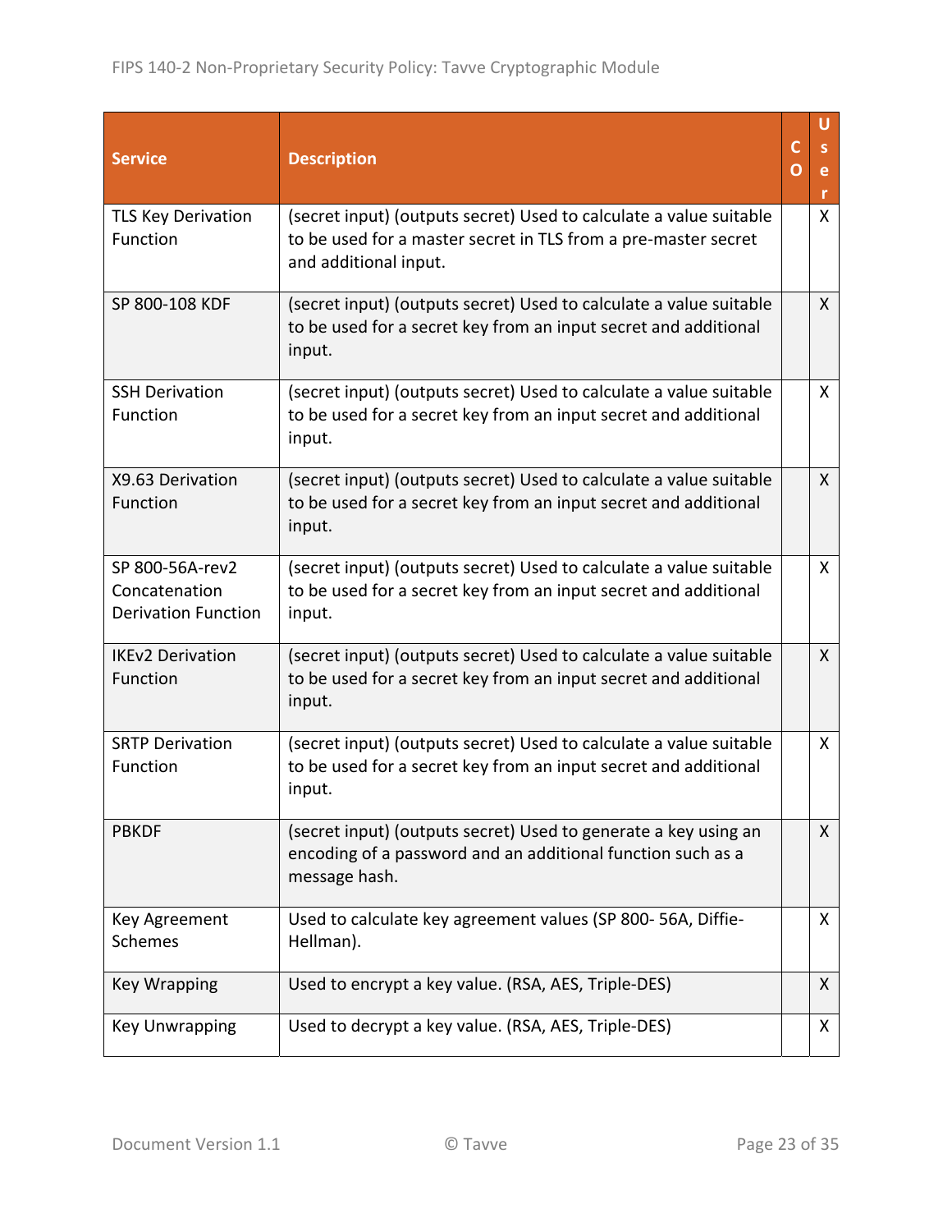| Service | Description | CO | User |
|---|---|---|---|
| TLS Key Derivation Function | (secret input) (outputs secret) Used to calculate a value suitable to be used for a master secret in TLS from a pre-master secret and additional input. | | X |
| SP 800-108 KDF | (secret input) (outputs secret) Used to calculate a value suitable to be used for a secret key from an input secret and additional input. | | X |
| SSH Derivation Function | (secret input) (outputs secret) Used to calculate a value suitable to be used for a secret key from an input secret and additional input. | | X |
| X9.63 Derivation Function | (secret input) (outputs secret) Used to calculate a value suitable to be used for a secret key from an input secret and additional input. | | X |
| SP 800-56A-rev2 Concatenation Derivation Function | (secret input) (outputs secret) Used to calculate a value suitable to be used for a secret key from an input secret and additional input. | | X |
| IKEv2 Derivation Function | (secret input) (outputs secret) Used to calculate a value suitable to be used for a secret key from an input secret and additional input. | | X |
| SRTP Derivation Function | (secret input) (outputs secret) Used to calculate a value suitable to be used for a secret key from an input secret and additional input. | | X |
| PBKDF | (secret input) (outputs secret) Used to generate a key using an encoding of a password and an additional function such as a message hash. | | X |
| Key Agreement Schemes | Used to calculate key agreement values (SP 800- 56A, Diffie-Hellman). | | X |
| Key Wrapping | Used to encrypt a key value. (RSA, AES, Triple-DES) | | X |
| Key Unwrapping | Used to decrypt a key value. (RSA, AES, Triple-DES) | | X |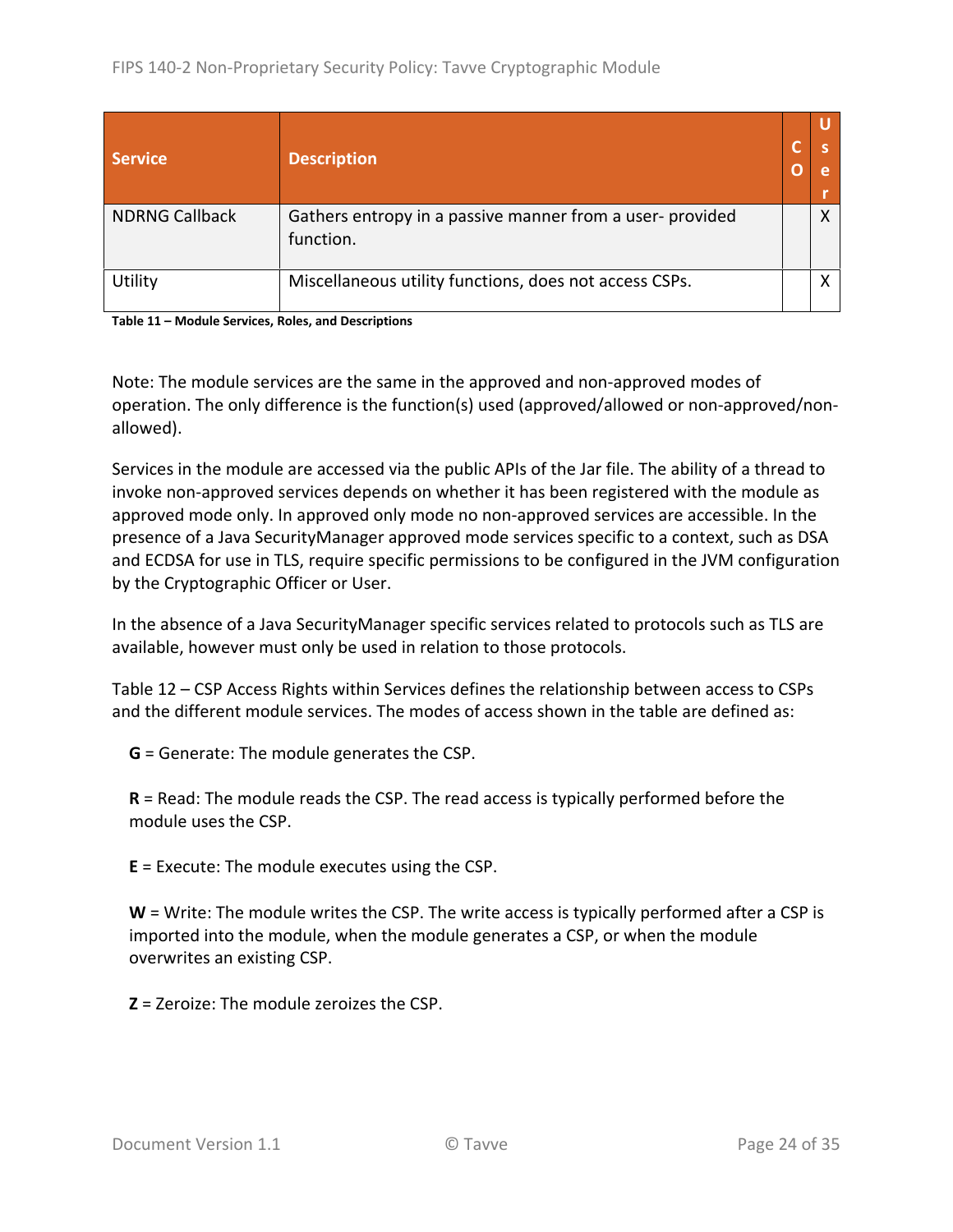| Service | Description | CO | User |
|---|---|---|---|
| NDRNG Callback | Gathers entropy in a passive manner from a user- provided function. | | X |
| Utility | Miscellaneous utility functions, does not access CSPs. | | X |

**Table 11 – Module Services, Roles, and Descriptions**

Note: The module services are the same in the approved and non-approved modes of operation. The only difference is the function(s) used (approved/allowed or non-approved/non-allowed).

Services in the module are accessed via the public APIs of the Jar file. The ability of a thread to invoke non-approved services depends on whether it has been registered with the module as approved mode only. In approved only mode no non-approved services are accessible. In the presence of a Java SecurityManager approved mode services specific to a context, such as DSA and ECDSA for use in TLS, require specific permissions to be configured in the JVM configuration by the Cryptographic Officer or User.

In the absence of a Java SecurityManager specific services related to protocols such as TLS are available, however must only be used in relation to those protocols.

Table 12 – CSP Access Rights within Services defines the relationship between access to CSPs and the different module services. The modes of access shown in the table are defined as:

**G** = Generate: The module generates the CSP.

**R** = Read: The module reads the CSP. The read access is typically performed before the module uses the CSP.

**E** = Execute: The module executes using the CSP.

**W** = Write: The module writes the CSP. The write access is typically performed after a CSP is imported into the module, when the module generates a CSP, or when the module overwrites an existing CSP.

**Z** = Zeroize: The module zeroizes the CSP.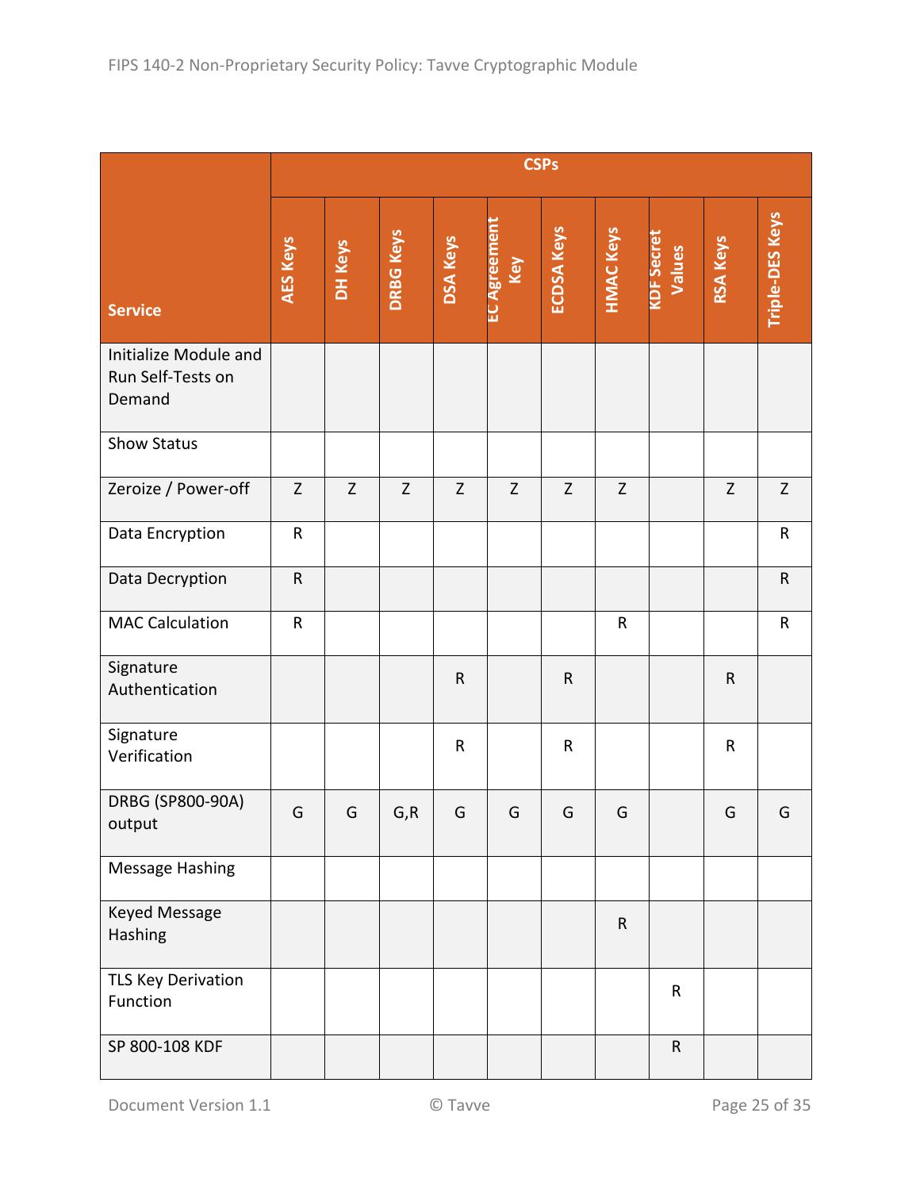| Service | CSPs | | | | | | | | | |
|---|---|---|---|---|---|---|---|---|---|---|
| | AES Keys | DH Keys | DRBG Keys | DSA Keys | EC Agreement Key | ECDSA Keys | HMAC Keys | KDF Secret Values | RSA Keys | Triple-DES Keys |
| Initialize Module and Run Self-Tests on Demand | | | | | | | | | | |
| Show Status | | | | | | | | | | |
| Zeroize / Power-off | Z | Z | Z | Z | Z | Z | Z | | Z | Z |
| Data Encryption | R | | | | | | | | | R |
| Data Decryption | R | | | | | | | | | R |
| MAC Calculation | R | | | | | | R | | | R |
| Signature Authentication | | | | R | | R | | | R | |
| Signature Verification | | | | R | | R | | | R | |
| DRBG (SP800-90A) output | G | G | G,R | G | G | G | G | | G | G |
| Message Hashing | | | | | | | | | | |
| Keyed Message Hashing | | | | | | | R | | | |
| TLS Key Derivation Function | | | | | | | | R | | |
| SP 800-108 KDF | | | | | | | | R | | |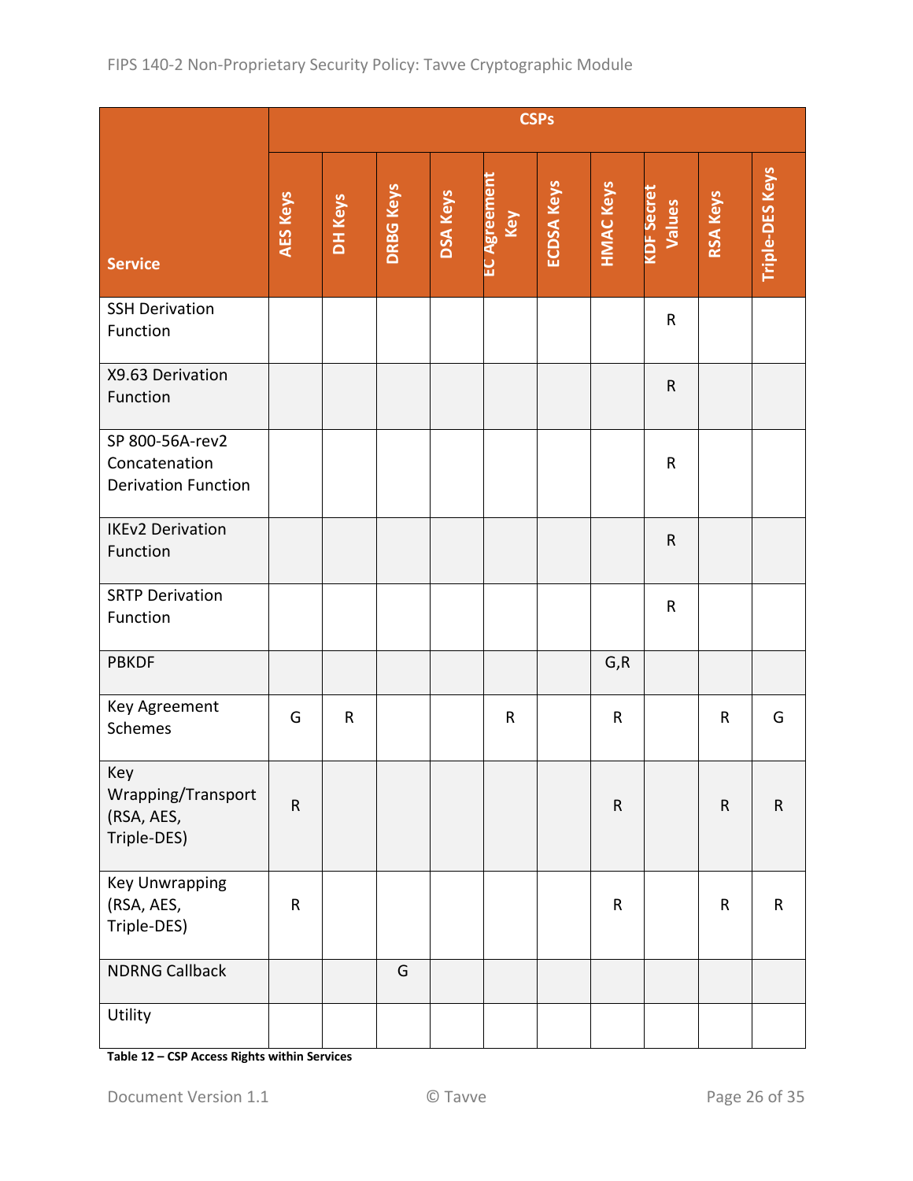| Service | CSPs | | | | | | | | | |
|---|---|---|---|---|---|---|---|---|---|---|
| | AES Keys | DH Keys | DRBG Keys | DSA Keys | EC Agreement Key | ECDSA Keys | HMAC Keys | KDF Secret Values | RSA Keys | Triple-DES Keys |
| SSH Derivation Function | | | | | | | | R | | |
| X9.63 Derivation Function | | | | | | | | R | | |
| SP 800-56A-rev2 Concatenation Derivation Function | | | | | | | | R | | |
| IKEv2 Derivation Function | | | | | | | | R | | |
| SRTP Derivation Function | | | | | | | | R | | |
| PBKDF | | | | | | | G,R | | | |
| Key Agreement Schemes | G | R | | | R | | R | | R | G |
| Key Wrapping/Transport (RSA, AES, Triple-DES) | R | | | | | | R | | R | R |
| Key Unwrapping (RSA, AES, Triple-DES) | R | | | | | | R | | R | R |
| NDRNG Callback | | | G | | | | | | | |
| Utility | | | | | | | | | | |

**Table 12 – CSP Access Rights within Services**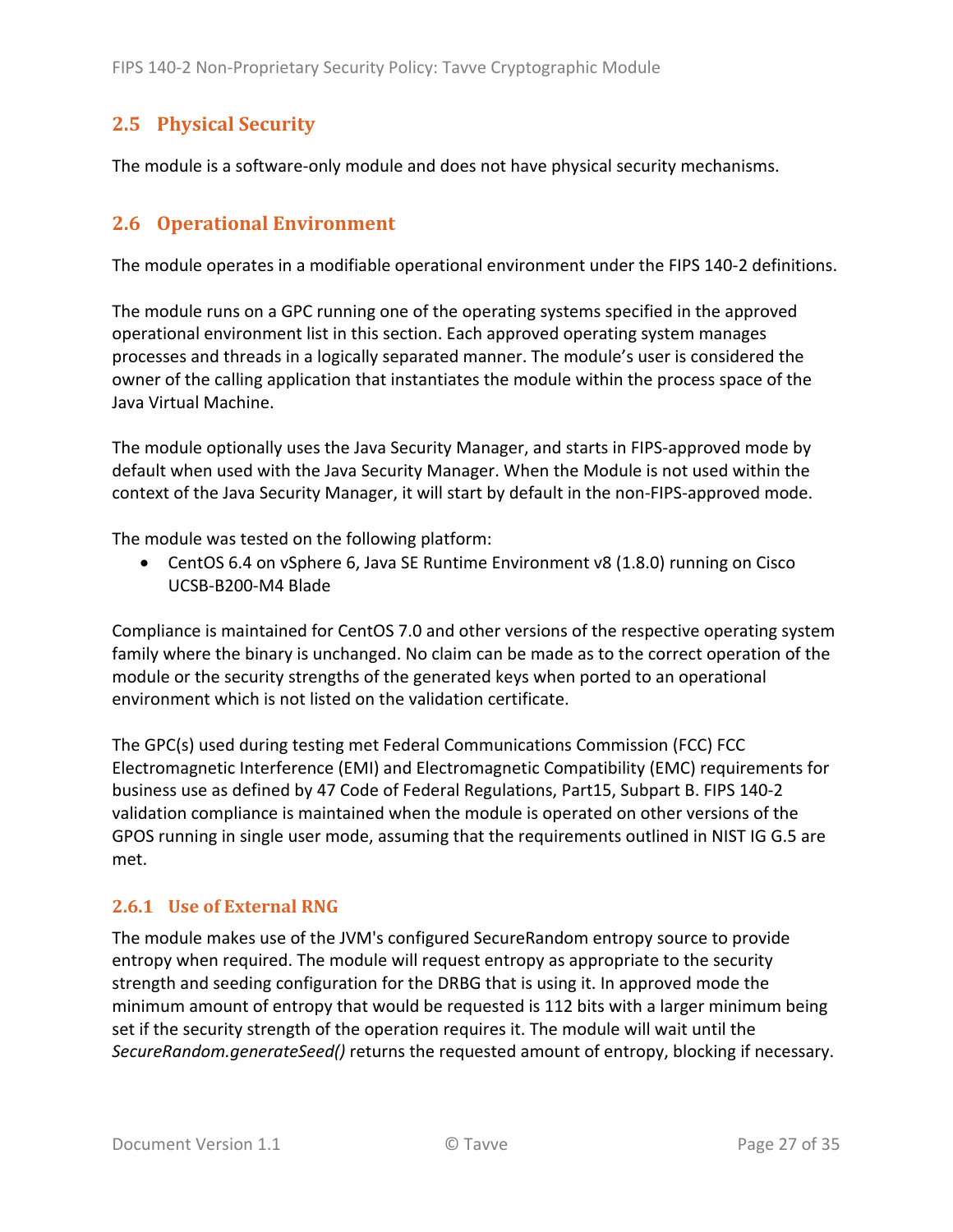## 2.5 Physical Security

The module is a software-only module and does not have physical security mechanisms.

## 2.6 Operational Environment

The module operates in a modifiable operational environment under the FIPS 140-2 definitions.

The module runs on a GPC running one of the operating systems specified in the approved operational environment list in this section. Each approved operating system manages processes and threads in a logically separated manner. The module's user is considered the owner of the calling application that instantiates the module within the process space of the Java Virtual Machine.

The module optionally uses the Java Security Manager, and starts in FIPS-approved mode by default when used with the Java Security Manager. When the Module is not used within the context of the Java Security Manager, it will start by default in the non-FIPS-approved mode.

The module was tested on the following platform:

- CentOS 6.4 on vSphere 6, Java SE Runtime Environment v8 (1.8.0) running on Cisco UCSB-B200-M4 Blade

Compliance is maintained for CentOS 7.0 and other versions of the respective operating system family where the binary is unchanged. No claim can be made as to the correct operation of the module or the security strengths of the generated keys when ported to an operational environment which is not listed on the validation certificate.

The GPC(s) used during testing met Federal Communications Commission (FCC) FCC Electromagnetic Interference (EMI) and Electromagnetic Compatibility (EMC) requirements for business use as defined by 47 Code of Federal Regulations, Part15, Subpart B. FIPS 140-2 validation compliance is maintained when the module is operated on other versions of the GPOS running in single user mode, assuming that the requirements outlined in NIST IG G.5 are met.

### 2.6.1 Use of External RNG

The module makes use of the JVM's configured SecureRandom entropy source to provide entropy when required. The module will request entropy as appropriate to the security strength and seeding configuration for the DRBG that is using it. In approved mode the minimum amount of entropy that would be requested is 112 bits with a larger minimum being set if the security strength of the operation requires it. The module will wait until the *SecureRandom.generateSeed()* returns the requested amount of entropy, blocking if necessary.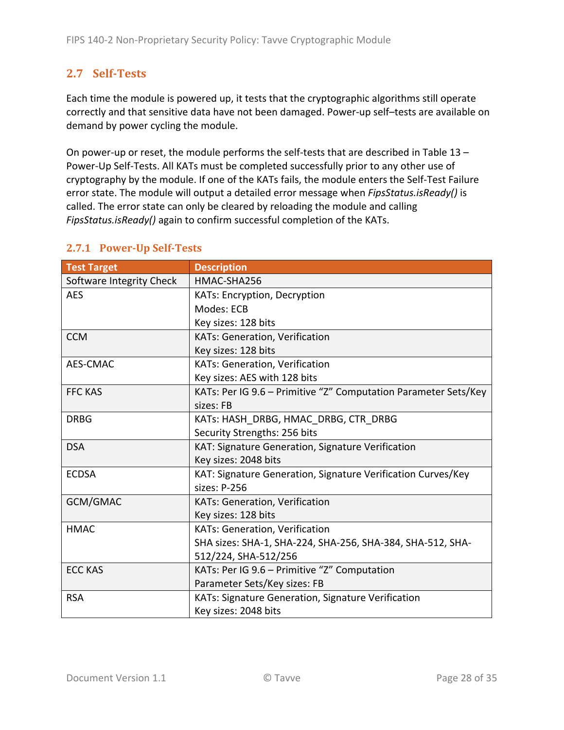## 2.7 Self-Tests

Each time the module is powered up, it tests that the cryptographic algorithms still operate correctly and that sensitive data have not been damaged. Power-up self–tests are available on demand by power cycling the module.

On power-up or reset, the module performs the self-tests that are described in Table 13 – Power-Up Self-Tests. All KATs must be completed successfully prior to any other use of cryptography by the module. If one of the KATs fails, the module enters the Self-Test Failure error state. The module will output a detailed error message when *FipsStatus.isReady()* is called. The error state can only be cleared by reloading the module and calling *FipsStatus.isReady()* again to confirm successful completion of the KATs.

### 2.7.1 Power-Up Self-Tests

| Test Target | Description |
|---|---|
| Software Integrity Check | HMAC-SHA256 |
| AES | KATs: Encryption, Decryption<br>Modes: ECB<br>Key sizes: 128 bits |
| CCM | KATs: Generation, Verification<br>Key sizes: 128 bits |
| AES-CMAC | KATs: Generation, Verification<br>Key sizes: AES with 128 bits |
| FFC KAS | KATs: Per IG 9.6 – Primitive "Z" Computation Parameter Sets/Key sizes: FB |
| DRBG | KATs: HASH_DRBG, HMAC_DRBG, CTR_DRBG<br>Security Strengths: 256 bits |
| DSA | KAT: Signature Generation, Signature Verification<br>Key sizes: 2048 bits |
| ECDSA | KAT: Signature Generation, Signature Verification Curves/Key sizes: P-256 |
| GCM/GMAC | KATs: Generation, Verification<br>Key sizes: 128 bits |
| HMAC | KATs: Generation, Verification<br>SHA sizes: SHA-1, SHA-224, SHA-256, SHA-384, SHA-512, SHA-512/224, SHA-512/256 |
| ECC KAS | KATs: Per IG 9.6 – Primitive "Z" Computation<br>Parameter Sets/Key sizes: FB |
| RSA | KATs: Signature Generation, Signature Verification<br>Key sizes: 2048 bits |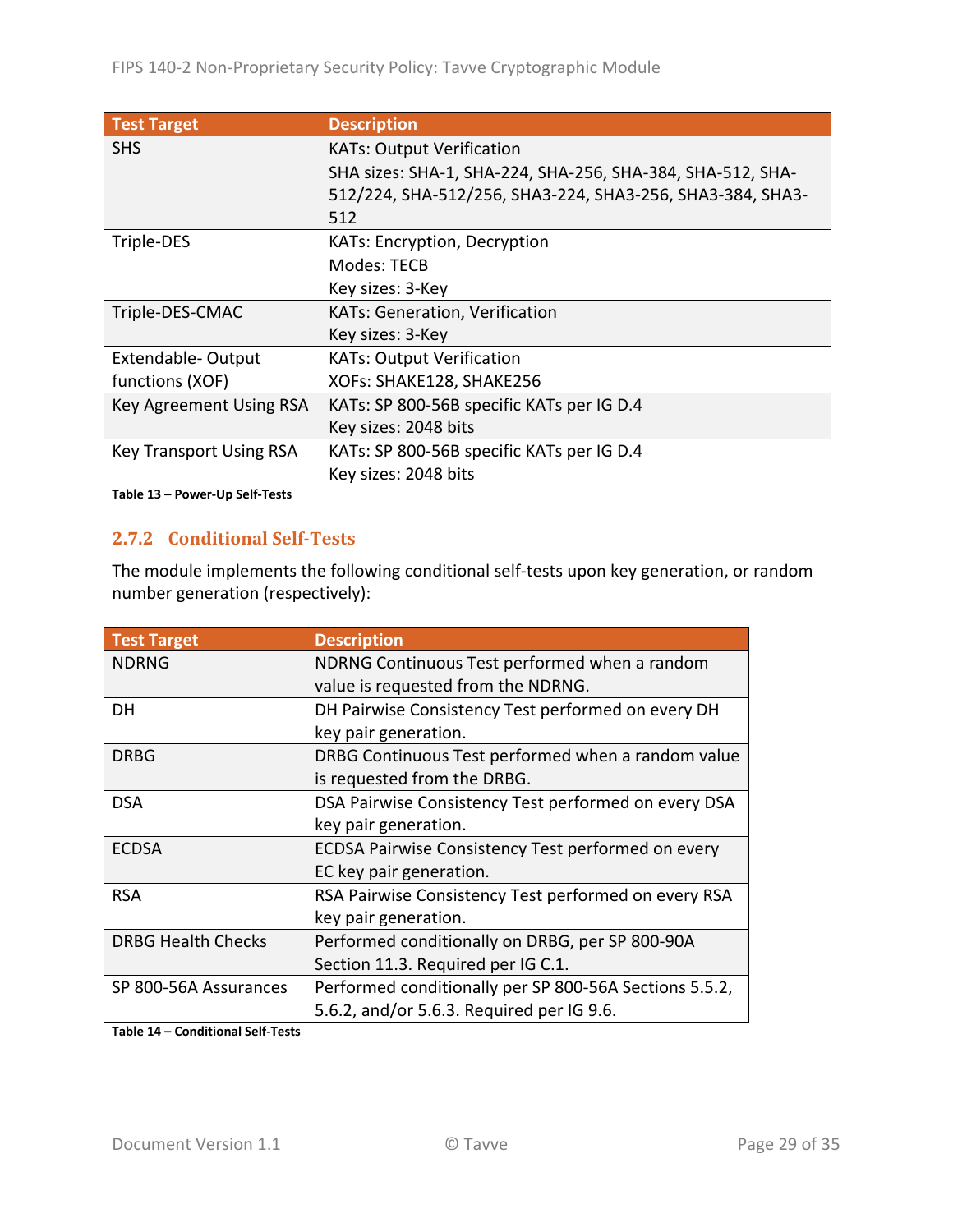| Test Target | Description |
| --- | --- |
| SHS | KATs: Output Verification<br>SHA sizes: SHA-1, SHA-224, SHA-256, SHA-384, SHA-512, SHA-512/224, SHA-512/256, SHA3-224, SHA3-256, SHA3-384, SHA3-512 |
| Triple-DES | KATs: Encryption, Decryption<br>Modes: TECB<br>Key sizes: 3-Key |
| Triple-DES-CMAC | KATs: Generation, Verification<br>Key sizes: 3-Key |
| Extendable- Output functions (XOF) | KATs: Output Verification<br>XOFs: SHAKE128, SHAKE256 |
| Key Agreement Using RSA | KATs: SP 800-56B specific KATs per IG D.4<br>Key sizes: 2048 bits |
| Key Transport Using RSA | KATs: SP 800-56B specific KATs per IG D.4<br>Key sizes: 2048 bits |

**Table 13 – Power-Up Self-Tests**

### 2.7.2 Conditional Self-Tests

The module implements the following conditional self-tests upon key generation, or random number generation (respectively):

| Test Target | Description |
| --- | --- |
| NDRNG | NDRNG Continuous Test performed when a random value is requested from the NDRNG. |
| DH | DH Pairwise Consistency Test performed on every DH key pair generation. |
| DRBG | DRBG Continuous Test performed when a random value is requested from the DRBG. |
| DSA | DSA Pairwise Consistency Test performed on every DSA key pair generation. |
| ECDSA | ECDSA Pairwise Consistency Test performed on every EC key pair generation. |
| RSA | RSA Pairwise Consistency Test performed on every RSA key pair generation. |
| DRBG Health Checks | Performed conditionally on DRBG, per SP 800-90A Section 11.3. Required per IG C.1. |
| SP 800-56A Assurances | Performed conditionally per SP 800-56A Sections 5.5.2, 5.6.2, and/or 5.6.3. Required per IG 9.6. |

**Table 14 – Conditional Self-Tests**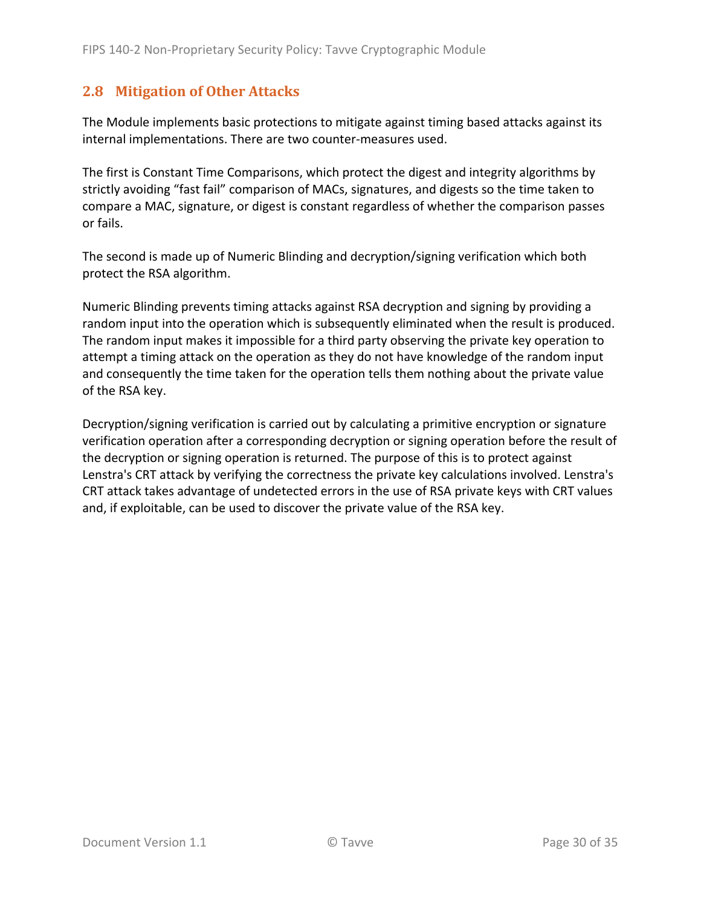## 2.8 Mitigation of Other Attacks

The Module implements basic protections to mitigate against timing based attacks against its internal implementations. There are two counter-measures used.

The first is Constant Time Comparisons, which protect the digest and integrity algorithms by strictly avoiding "fast fail" comparison of MACs, signatures, and digests so the time taken to compare a MAC, signature, or digest is constant regardless of whether the comparison passes or fails.

The second is made up of Numeric Blinding and decryption/signing verification which both protect the RSA algorithm.

Numeric Blinding prevents timing attacks against RSA decryption and signing by providing a random input into the operation which is subsequently eliminated when the result is produced. The random input makes it impossible for a third party observing the private key operation to attempt a timing attack on the operation as they do not have knowledge of the random input and consequently the time taken for the operation tells them nothing about the private value of the RSA key.

Decryption/signing verification is carried out by calculating a primitive encryption or signature verification operation after a corresponding decryption or signing operation before the result of the decryption or signing operation is returned. The purpose of this is to protect against Lenstra's CRT attack by verifying the correctness the private key calculations involved. Lenstra's CRT attack takes advantage of undetected errors in the use of RSA private keys with CRT values and, if exploitable, can be used to discover the private value of the RSA key.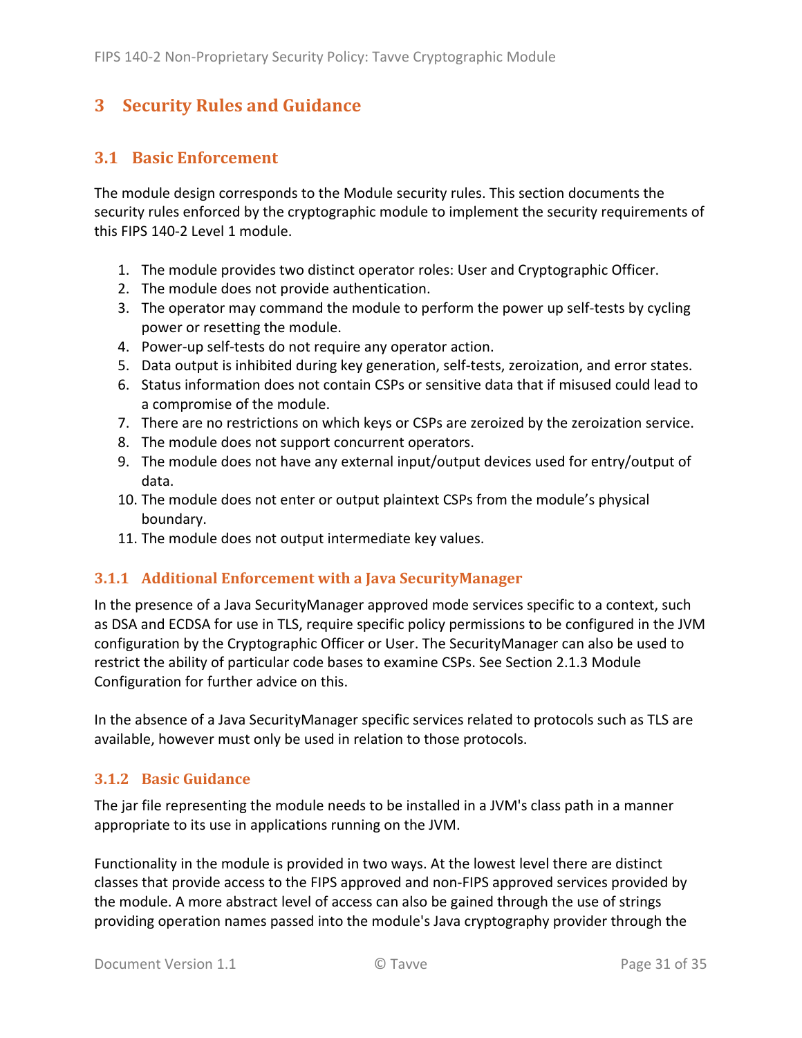# 3 Security Rules and Guidance

## 3.1 Basic Enforcement

The module design corresponds to the Module security rules. This section documents the security rules enforced by the cryptographic module to implement the security requirements of this FIPS 140-2 Level 1 module.

1. The module provides two distinct operator roles: User and Cryptographic Officer.
2. The module does not provide authentication.
3. The operator may command the module to perform the power up self-tests by cycling power or resetting the module.
4. Power-up self-tests do not require any operator action.
5. Data output is inhibited during key generation, self-tests, zeroization, and error states.
6. Status information does not contain CSPs or sensitive data that if misused could lead to a compromise of the module.
7. There are no restrictions on which keys or CSPs are zeroized by the zeroization service.
8. The module does not support concurrent operators.
9. The module does not have any external input/output devices used for entry/output of data.
10. The module does not enter or output plaintext CSPs from the module's physical boundary.
11. The module does not output intermediate key values.

### 3.1.1 Additional Enforcement with a Java SecurityManager

In the presence of a Java SecurityManager approved mode services specific to a context, such as DSA and ECDSA for use in TLS, require specific policy permissions to be configured in the JVM configuration by the Cryptographic Officer or User. The SecurityManager can also be used to restrict the ability of particular code bases to examine CSPs. See Section 2.1.3 Module Configuration for further advice on this.

In the absence of a Java SecurityManager specific services related to protocols such as TLS are available, however must only be used in relation to those protocols.

### 3.1.2 Basic Guidance

The jar file representing the module needs to be installed in a JVM's class path in a manner appropriate to its use in applications running on the JVM.

Functionality in the module is provided in two ways. At the lowest level there are distinct classes that provide access to the FIPS approved and non-FIPS approved services provided by the module. A more abstract level of access can also be gained through the use of strings providing operation names passed into the module's Java cryptography provider through the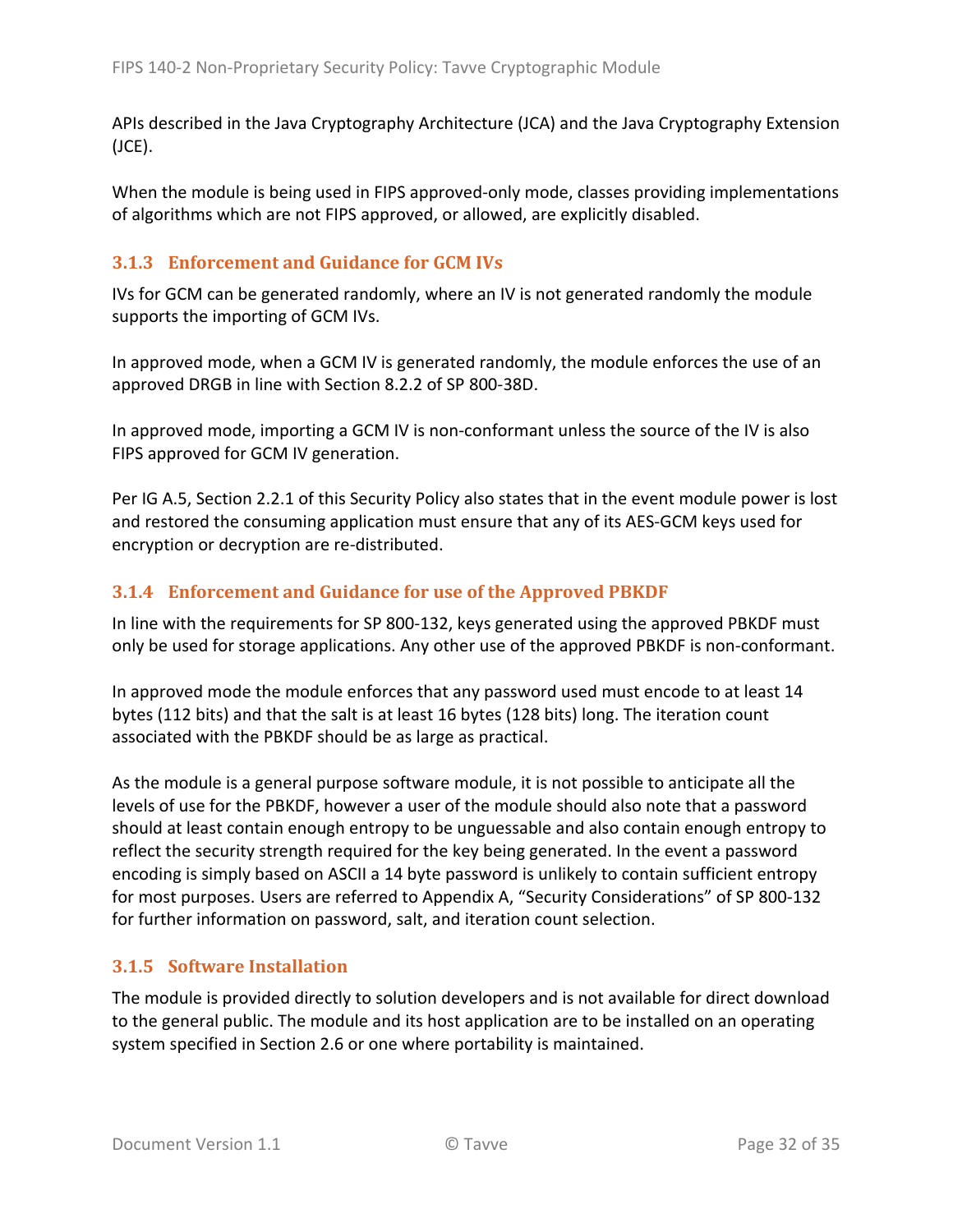APIs described in the Java Cryptography Architecture (JCA) and the Java Cryptography Extension (JCE).

When the module is being used in FIPS approved-only mode, classes providing implementations of algorithms which are not FIPS approved, or allowed, are explicitly disabled.

### 3.1.3 Enforcement and Guidance for GCM IVs

IVs for GCM can be generated randomly, where an IV is not generated randomly the module supports the importing of GCM IVs.

In approved mode, when a GCM IV is generated randomly, the module enforces the use of an approved DRGB in line with Section 8.2.2 of SP 800-38D.

In approved mode, importing a GCM IV is non-conformant unless the source of the IV is also FIPS approved for GCM IV generation.

Per IG A.5, Section 2.2.1 of this Security Policy also states that in the event module power is lost and restored the consuming application must ensure that any of its AES-GCM keys used for encryption or decryption are re-distributed.

### 3.1.4 Enforcement and Guidance for use of the Approved PBKDF

In line with the requirements for SP 800-132, keys generated using the approved PBKDF must only be used for storage applications. Any other use of the approved PBKDF is non-conformant.

In approved mode the module enforces that any password used must encode to at least 14 bytes (112 bits) and that the salt is at least 16 bytes (128 bits) long. The iteration count associated with the PBKDF should be as large as practical.

As the module is a general purpose software module, it is not possible to anticipate all the levels of use for the PBKDF, however a user of the module should also note that a password should at least contain enough entropy to be unguessable and also contain enough entropy to reflect the security strength required for the key being generated. In the event a password encoding is simply based on ASCII a 14 byte password is unlikely to contain sufficient entropy for most purposes. Users are referred to Appendix A, "Security Considerations" of SP 800-132 for further information on password, salt, and iteration count selection.

### 3.1.5 Software Installation

The module is provided directly to solution developers and is not available for direct download to the general public. The module and its host application are to be installed on an operating system specified in Section 2.6 or one where portability is maintained.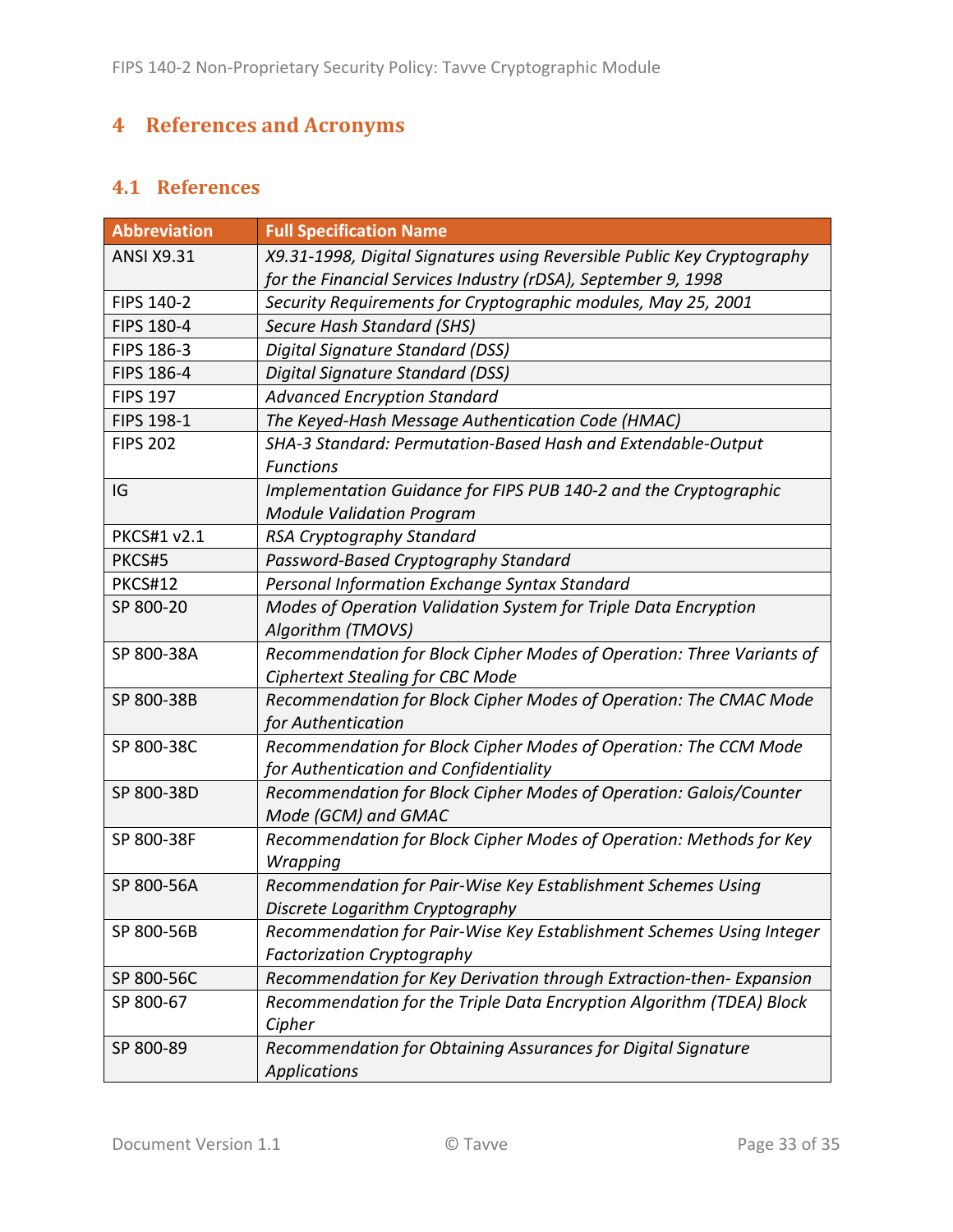# 4 References and Acronyms

## 4.1 References

| Abbreviation | Full Specification Name |
|---|---|
| ANSI X9.31 | *X9.31-1998, Digital Signatures using Reversible Public Key Cryptography for the Financial Services Industry (rDSA), September 9, 1998* |
| FIPS 140-2 | *Security Requirements for Cryptographic modules, May 25, 2001* |
| FIPS 180-4 | *Secure Hash Standard (SHS)* |
| FIPS 186-3 | *Digital Signature Standard (DSS)* |
| FIPS 186-4 | *Digital Signature Standard (DSS)* |
| FIPS 197 | *Advanced Encryption Standard* |
| FIPS 198-1 | *The Keyed-Hash Message Authentication Code (HMAC)* |
| FIPS 202 | *SHA-3 Standard: Permutation-Based Hash and Extendable-Output Functions* |
| IG | *Implementation Guidance for FIPS PUB 140-2 and the Cryptographic Module Validation Program* |
| PKCS#1 v2.1 | *RSA Cryptography Standard* |
| PKCS#5 | *Password-Based Cryptography Standard* |
| PKCS#12 | *Personal Information Exchange Syntax Standard* |
| SP 800-20 | *Modes of Operation Validation System for Triple Data Encryption Algorithm (TMOVS)* |
| SP 800-38A | *Recommendation for Block Cipher Modes of Operation: Three Variants of Ciphertext Stealing for CBC Mode* |
| SP 800-38B | *Recommendation for Block Cipher Modes of Operation: The CMAC Mode for Authentication* |
| SP 800-38C | *Recommendation for Block Cipher Modes of Operation: The CCM Mode for Authentication and Confidentiality* |
| SP 800-38D | *Recommendation for Block Cipher Modes of Operation: Galois/Counter Mode (GCM) and GMAC* |
| SP 800-38F | *Recommendation for Block Cipher Modes of Operation: Methods for Key Wrapping* |
| SP 800-56A | *Recommendation for Pair-Wise Key Establishment Schemes Using Discrete Logarithm Cryptography* |
| SP 800-56B | *Recommendation for Pair-Wise Key Establishment Schemes Using Integer Factorization Cryptography* |
| SP 800-56C | *Recommendation for Key Derivation through Extraction-then- Expansion* |
| SP 800-67 | *Recommendation for the Triple Data Encryption Algorithm (TDEA) Block Cipher* |
| SP 800-89 | *Recommendation for Obtaining Assurances for Digital Signature Applications* |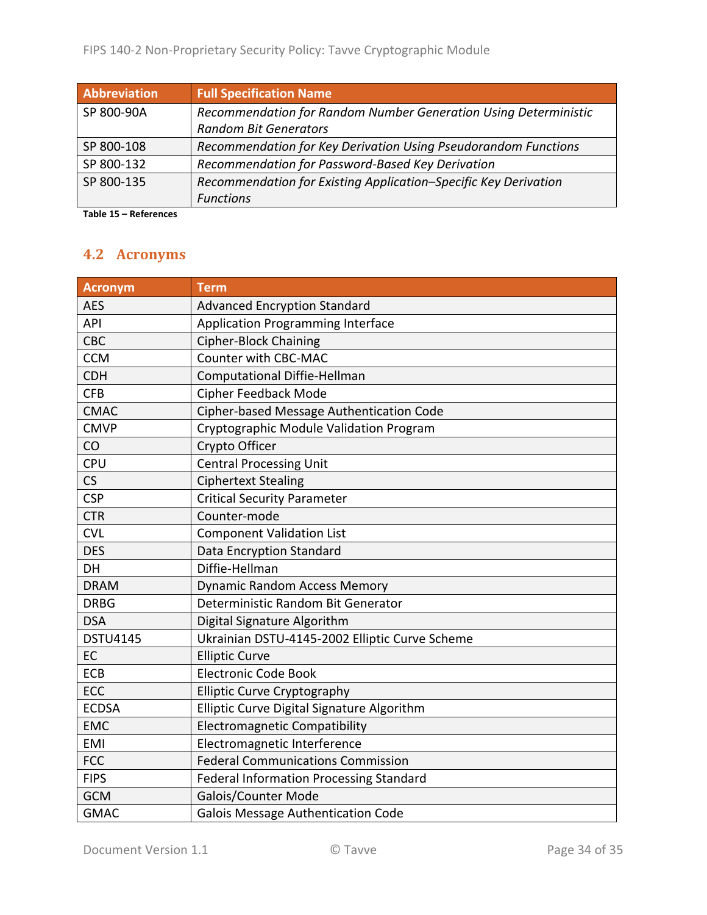| Abbreviation | Full Specification Name |
|---|---|
| SP 800-90A | *Recommendation for Random Number Generation Using Deterministic Random Bit Generators* |
| SP 800-108 | *Recommendation for Key Derivation Using Pseudorandom Functions* |
| SP 800-132 | *Recommendation for Password-Based Key Derivation* |
| SP 800-135 | *Recommendation for Existing Application–Specific Key Derivation Functions* |

**Table 15 – References**

## 4.2 Acronyms

| Acronym | Term |
|---|---|
| AES | Advanced Encryption Standard |
| API | Application Programming Interface |
| CBC | Cipher-Block Chaining |
| CCM | Counter with CBC-MAC |
| CDH | Computational Diffie-Hellman |
| CFB | Cipher Feedback Mode |
| CMAC | Cipher-based Message Authentication Code |
| CMVP | Cryptographic Module Validation Program |
| CO | Crypto Officer |
| CPU | Central Processing Unit |
| CS | Ciphertext Stealing |
| CSP | Critical Security Parameter |
| CTR | Counter-mode |
| CVL | Component Validation List |
| DES | Data Encryption Standard |
| DH | Diffie-Hellman |
| DRAM | Dynamic Random Access Memory |
| DRBG | Deterministic Random Bit Generator |
| DSA | Digital Signature Algorithm |
| DSTU4145 | Ukrainian DSTU-4145-2002 Elliptic Curve Scheme |
| EC | Elliptic Curve |
| ECB | Electronic Code Book |
| ECC | Elliptic Curve Cryptography |
| ECDSA | Elliptic Curve Digital Signature Algorithm |
| EMC | Electromagnetic Compatibility |
| EMI | Electromagnetic Interference |
| FCC | Federal Communications Commission |
| FIPS | Federal Information Processing Standard |
| GCM | Galois/Counter Mode |
| GMAC | Galois Message Authentication Code |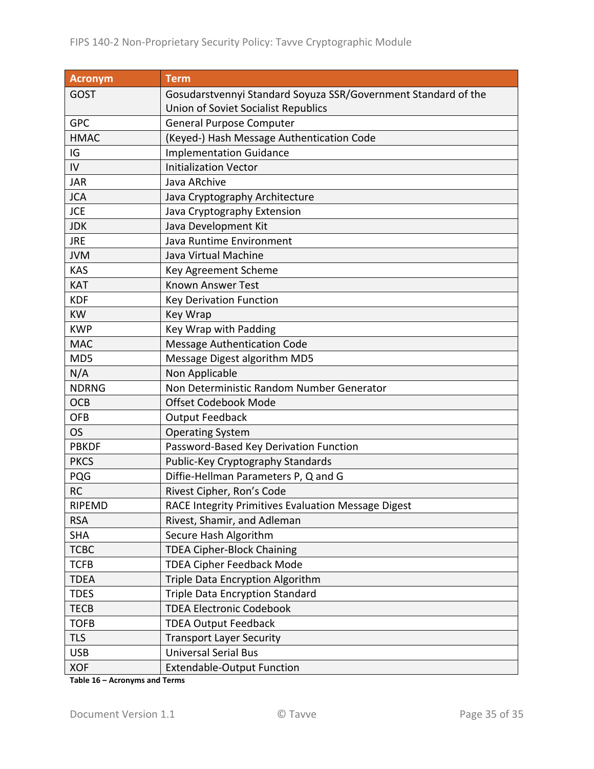| Acronym | Term |
|---|---|
| GOST | Gosudarstvennyi Standard Soyuza SSR/Government Standard of the Union of Soviet Socialist Republics |
| GPC | General Purpose Computer |
| HMAC | (Keyed-) Hash Message Authentication Code |
| IG | Implementation Guidance |
| IV | Initialization Vector |
| JAR | Java ARchive |
| JCA | Java Cryptography Architecture |
| JCE | Java Cryptography Extension |
| JDK | Java Development Kit |
| JRE | Java Runtime Environment |
| JVM | Java Virtual Machine |
| KAS | Key Agreement Scheme |
| KAT | Known Answer Test |
| KDF | Key Derivation Function |
| KW | Key Wrap |
| KWP | Key Wrap with Padding |
| MAC | Message Authentication Code |
| MD5 | Message Digest algorithm MD5 |
| N/A | Non Applicable |
| NDRNG | Non Deterministic Random Number Generator |
| OCB | Offset Codebook Mode |
| OFB | Output Feedback |
| OS | Operating System |
| PBKDF | Password-Based Key Derivation Function |
| PKCS | Public-Key Cryptography Standards |
| PQG | Diffie-Hellman Parameters P, Q and G |
| RC | Rivest Cipher, Ron's Code |
| RIPEMD | RACE Integrity Primitives Evaluation Message Digest |
| RSA | Rivest, Shamir, and Adleman |
| SHA | Secure Hash Algorithm |
| TCBC | TDEA Cipher-Block Chaining |
| TCFB | TDEA Cipher Feedback Mode |
| TDEA | Triple Data Encryption Algorithm |
| TDES | Triple Data Encryption Standard |
| TECB | TDEA Electronic Codebook |
| TOFB | TDEA Output Feedback |
| TLS | Transport Layer Security |
| USB | Universal Serial Bus |
| XOF | Extendable-Output Function |

**Table 16 – Acronyms and Terms**